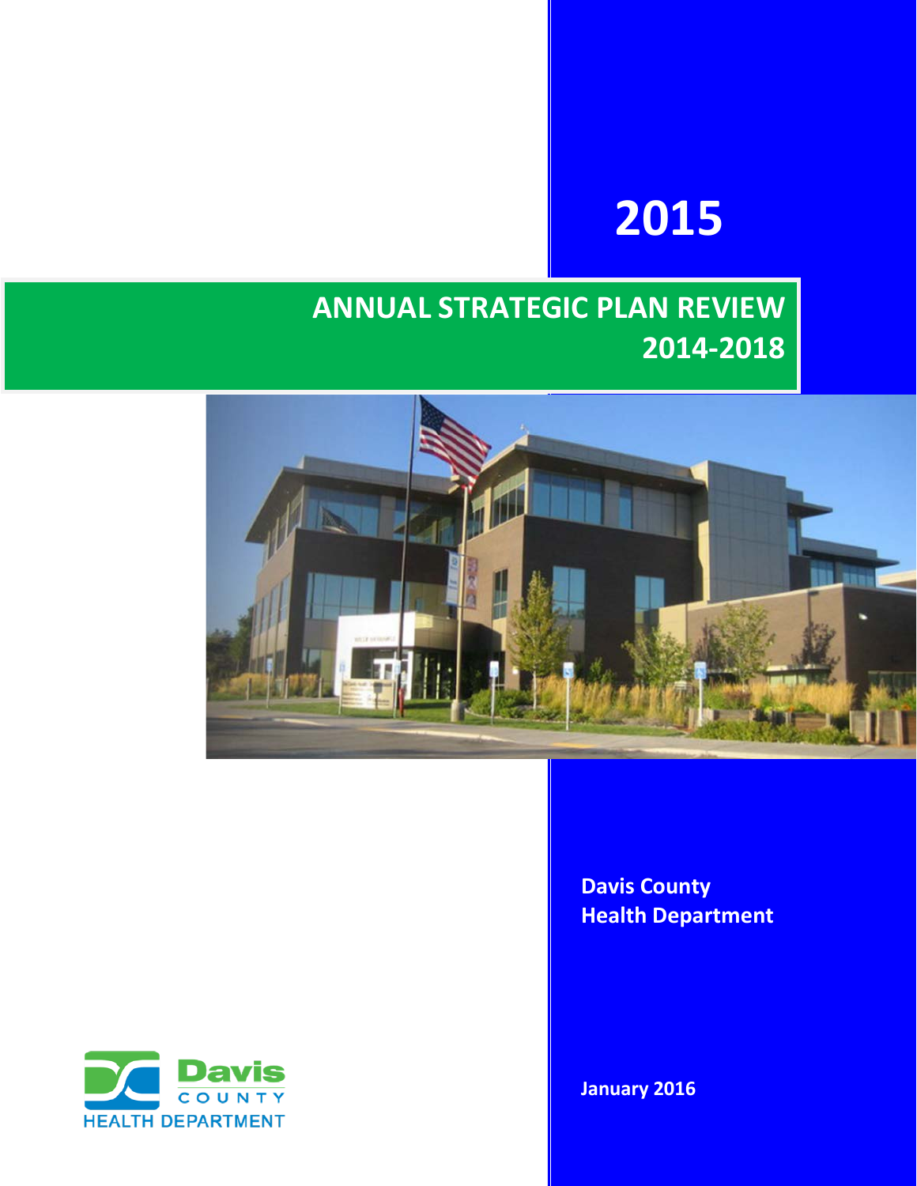# 2015

# ANNUAL STRATEGIC PLAN REVIEW 2014-2018

**Davis County Health Department**

**January 2016**

Davis COUNTY HEALTH DEPARTMENT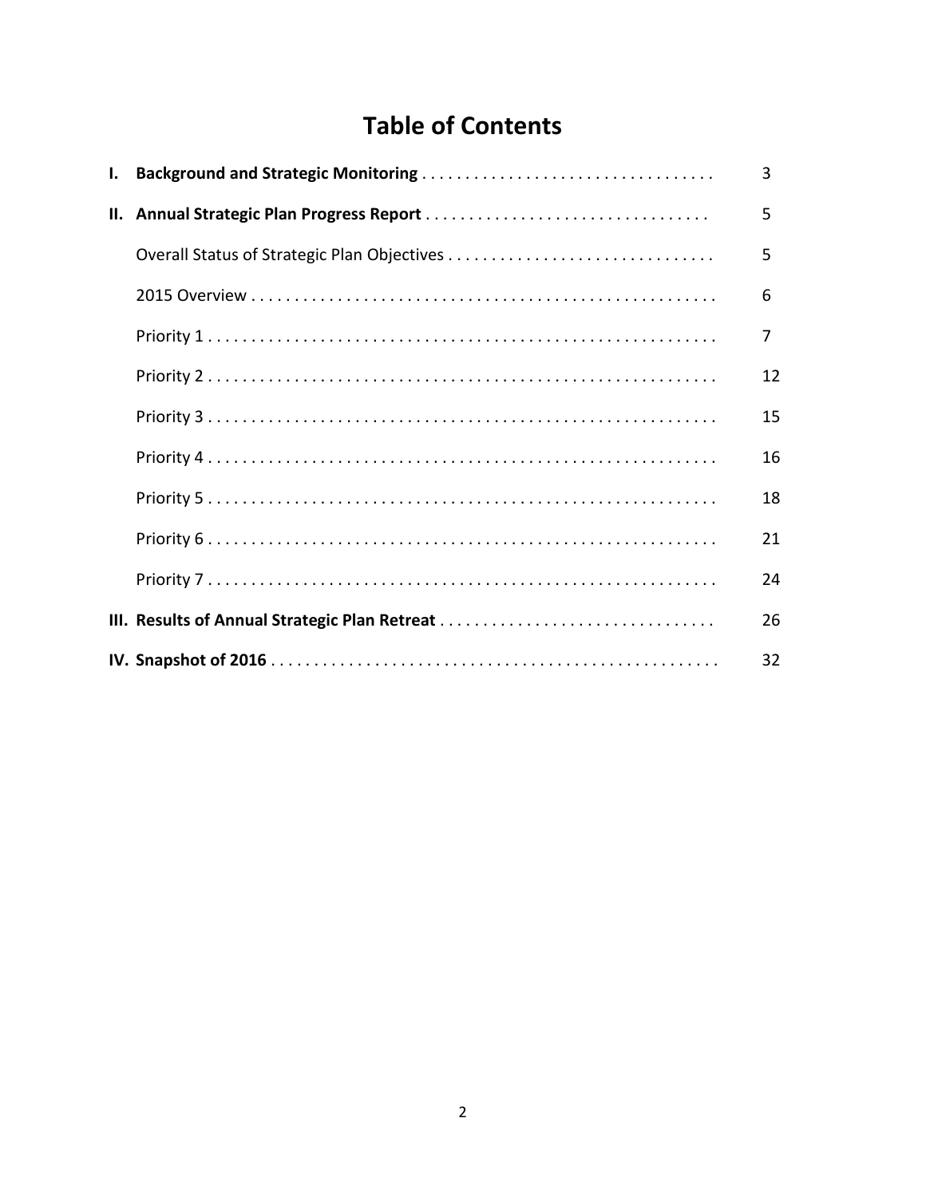# Table of Contents

| | | |
|---|---|---|
| **I.** | **Background and Strategic Monitoring** | 3 |
| **II.** | **Annual Strategic Plan Progress Report** | 5 |
| | Overall Status of Strategic Plan Objectives | 5 |
| | 2015 Overview | 6 |
| | Priority 1 | 7 |
| | Priority 2 | 12 |
| | Priority 3 | 15 |
| | Priority 4 | 16 |
| | Priority 5 | 18 |
| | Priority 6 | 21 |
| | Priority 7 | 24 |
| **III.** | **Results of Annual Strategic Plan Retreat** | 26 |
| **IV.** | **Snapshot of 2016** | 32 |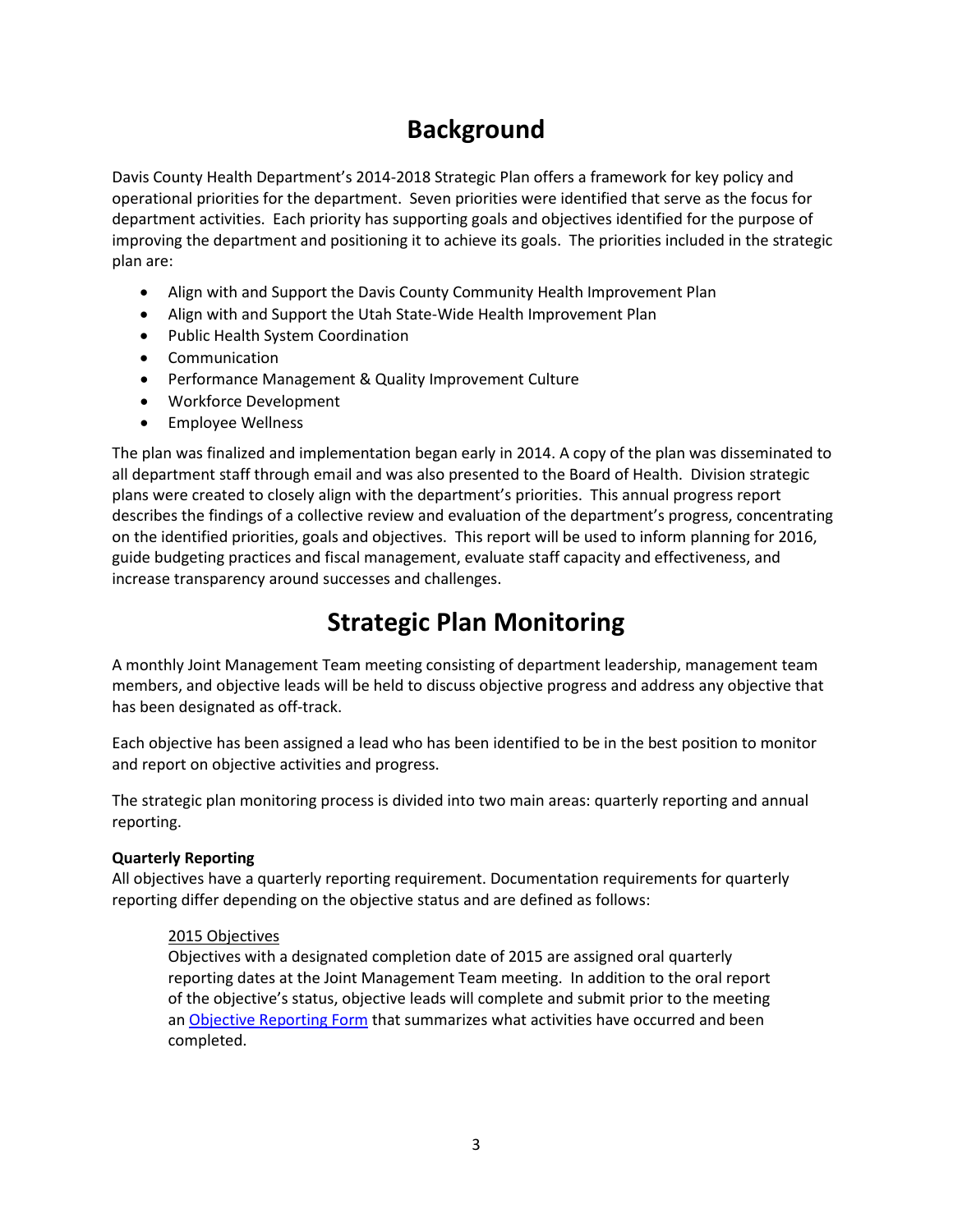# Background

Davis County Health Department's 2014-2018 Strategic Plan offers a framework for key policy and operational priorities for the department. Seven priorities were identified that serve as the focus for department activities. Each priority has supporting goals and objectives identified for the purpose of improving the department and positioning it to achieve its goals. The priorities included in the strategic plan are:

- Align with and Support the Davis County Community Health Improvement Plan
- Align with and Support the Utah State-Wide Health Improvement Plan
- Public Health System Coordination
- Communication
- Performance Management & Quality Improvement Culture
- Workforce Development
- Employee Wellness

The plan was finalized and implementation began early in 2014. A copy of the plan was disseminated to all department staff through email and was also presented to the Board of Health. Division strategic plans were created to closely align with the department's priorities. This annual progress report describes the findings of a collective review and evaluation of the department's progress, concentrating on the identified priorities, goals and objectives. This report will be used to inform planning for 2016, guide budgeting practices and fiscal management, evaluate staff capacity and effectiveness, and increase transparency around successes and challenges.

# Strategic Plan Monitoring

A monthly Joint Management Team meeting consisting of department leadership, management team members, and objective leads will be held to discuss objective progress and address any objective that has been designated as off-track.

Each objective has been assigned a lead who has been identified to be in the best position to monitor and report on objective activities and progress.

The strategic plan monitoring process is divided into two main areas: quarterly reporting and annual reporting.

**Quarterly Reporting**

All objectives have a quarterly reporting requirement. Documentation requirements for quarterly reporting differ depending on the objective status and are defined as follows:

> 2015 Objectives
>
> Objectives with a designated completion date of 2015 are assigned oral quarterly reporting dates at the Joint Management Team meeting. In addition to the oral report of the objective's status, objective leads will complete and submit prior to the meeting an Objective Reporting Form that summarizes what activities have occurred and been completed.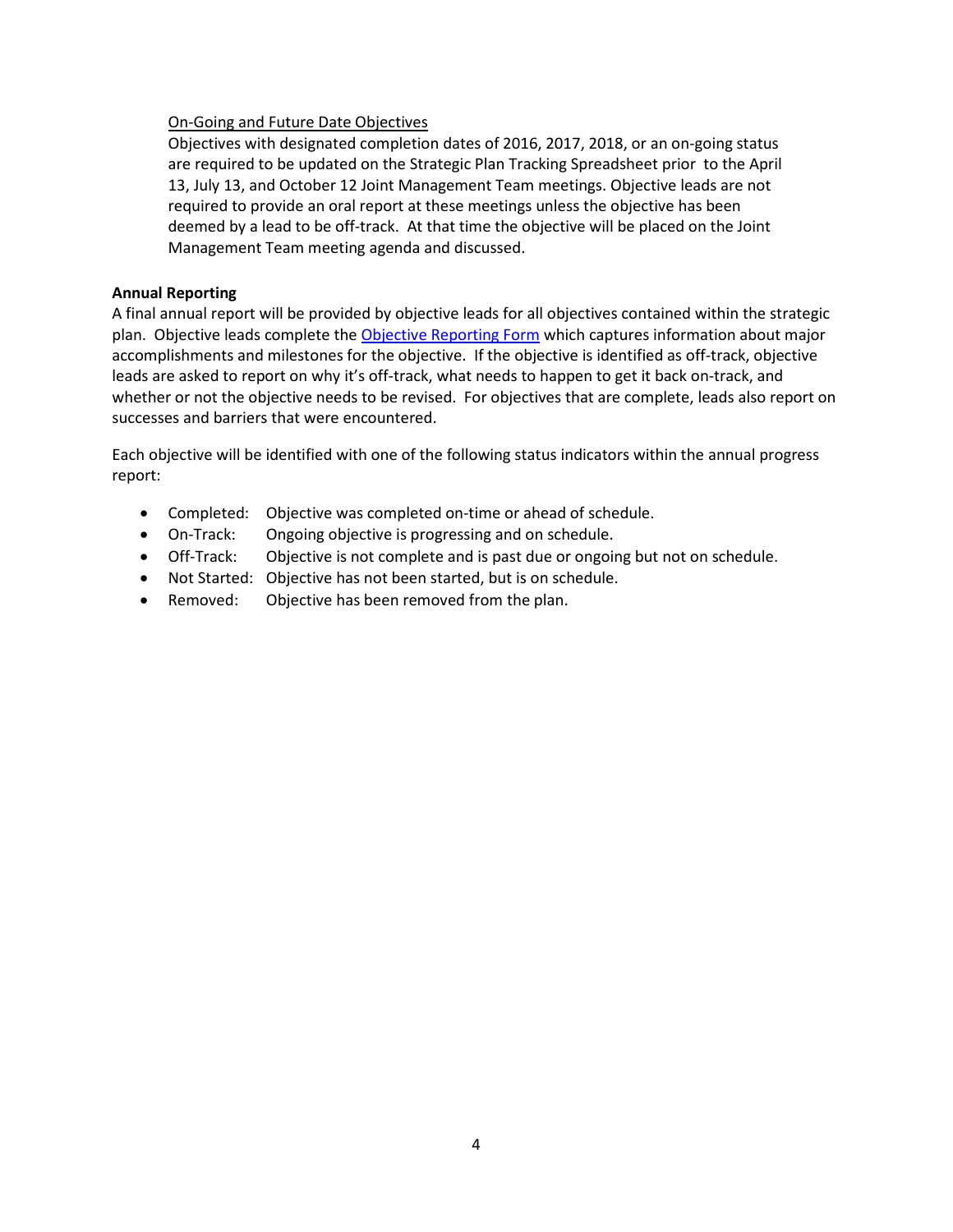On-Going and Future Date Objectives

Objectives with designated completion dates of 2016, 2017, 2018, or an on-going status are required to be updated on the Strategic Plan Tracking Spreadsheet prior to the April 13, July 13, and October 12 Joint Management Team meetings. Objective leads are not required to provide an oral report at these meetings unless the objective has been deemed by a lead to be off-track. At that time the objective will be placed on the Joint Management Team meeting agenda and discussed.

**Annual Reporting**

A final annual report will be provided by objective leads for all objectives contained within the strategic plan. Objective leads complete the Objective Reporting Form which captures information about major accomplishments and milestones for the objective. If the objective is identified as off-track, objective leads are asked to report on why it's off-track, what needs to happen to get it back on-track, and whether or not the objective needs to be revised. For objectives that are complete, leads also report on successes and barriers that were encountered.

Each objective will be identified with one of the following status indicators within the annual progress report:

- Completed: Objective was completed on-time or ahead of schedule.
- On-Track: Ongoing objective is progressing and on schedule.
- Off-Track: Objective is not complete and is past due or ongoing but not on schedule.
- Not Started: Objective has not been started, but is on schedule.
- Removed: Objective has been removed from the plan.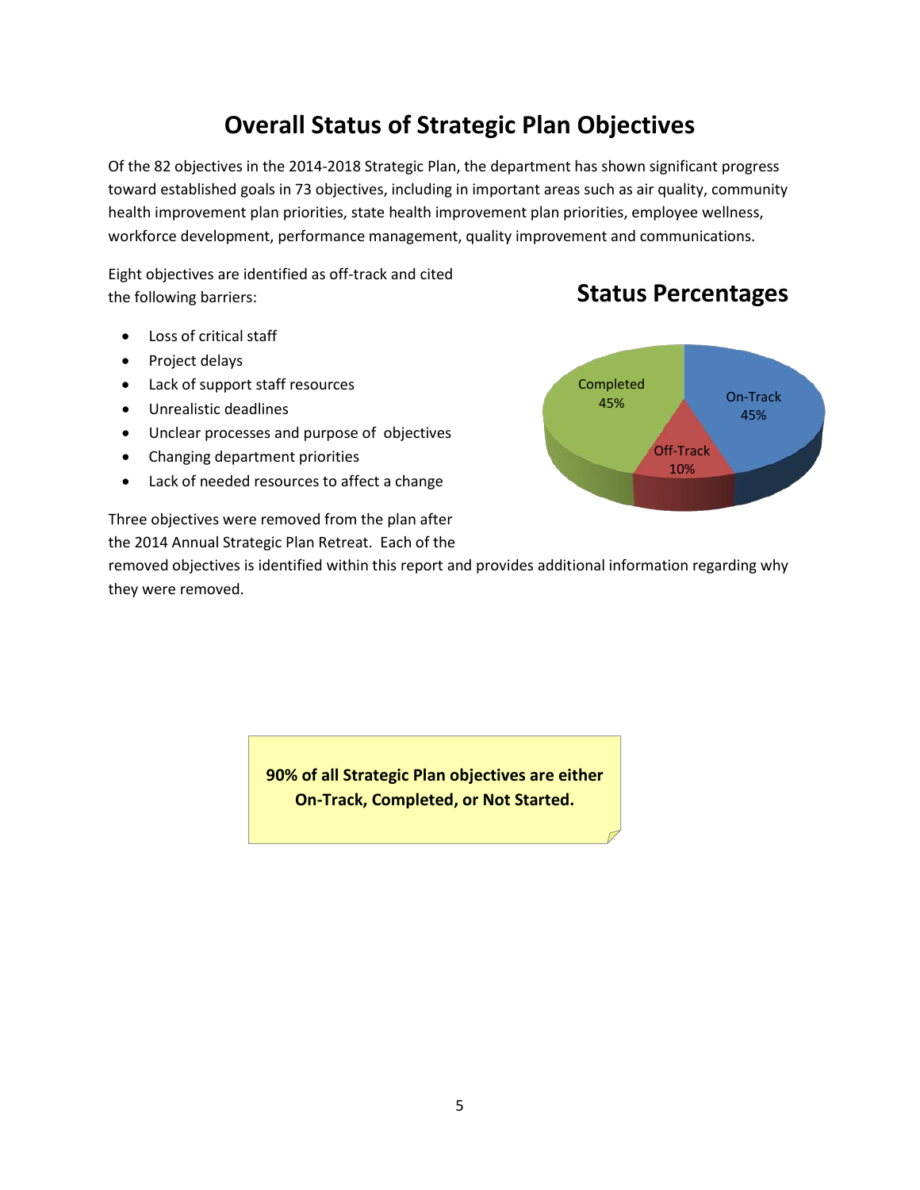# Overall Status of Strategic Plan Objectives

Of the 82 objectives in the 2014-2018 Strategic Plan, the department has shown significant progress toward established goals in 73 objectives, including in important areas such as air quality, community health improvement plan priorities, state health improvement plan priorities, employee wellness, workforce development, performance management, quality improvement and communications.

Eight objectives are identified as off-track and cited the following barriers:

- Loss of critical staff
- Project delays
- Lack of support staff resources
- Unrealistic deadlines
- Unclear processes and purpose of objectives
- Changing department priorities
- Lack of needed resources to affect a change

## Status Percentages

| Status | Percentage |
|---|---|
| Completed | 45% |
| On-Track | 45% |
| Off-Track | 10% |

Three objectives were removed from the plan after the 2014 Annual Strategic Plan Retreat. Each of the removed objectives is identified within this report and provides additional information regarding why they were removed.

**90% of all Strategic Plan objectives are either On-Track, Completed, or Not Started.**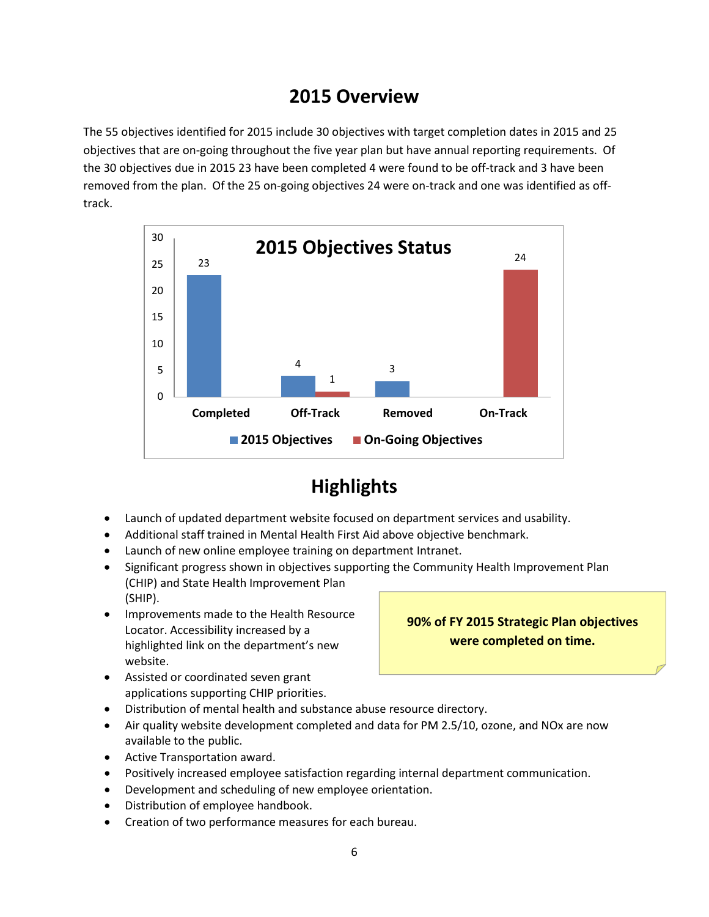# 2015 Overview

The 55 objectives identified for 2015 include 30 objectives with target completion dates in 2015 and 25 objectives that are on-going throughout the five year plan but have annual reporting requirements. Of the 30 objectives due in 2015 23 have been completed 4 were found to be off-track and 3 have been removed from the plan. Of the 25 on-going objectives 24 were on-track and one was identified as off-track.

**2015 Objectives Status**

| | Completed | Off-Track | Removed | On-Track |
|---|---|---|---|---|
| 2015 Objectives | 23 | 4 | 3 | |
| On-Going Objectives | | 1 | | 24 |

# Highlights

- Launch of updated department website focused on department services and usability.
- Additional staff trained in Mental Health First Aid above objective benchmark.
- Launch of new online employee training on department Intranet.
- Significant progress shown in objectives supporting the Community Health Improvement Plan (CHIP) and State Health Improvement Plan (SHIP).
- Improvements made to the Health Resource Locator. Accessibility increased by a highlighted link on the department's new website.
- Assisted or coordinated seven grant applications supporting CHIP priorities.
- Distribution of mental health and substance abuse resource directory.
- Air quality website development completed and data for PM 2.5/10, ozone, and NOx are now available to the public.
- Active Transportation award.
- Positively increased employee satisfaction regarding internal department communication.
- Development and scheduling of new employee orientation.
- Distribution of employee handbook.
- Creation of two performance measures for each bureau.

**90% of FY 2015 Strategic Plan objectives were completed on time.**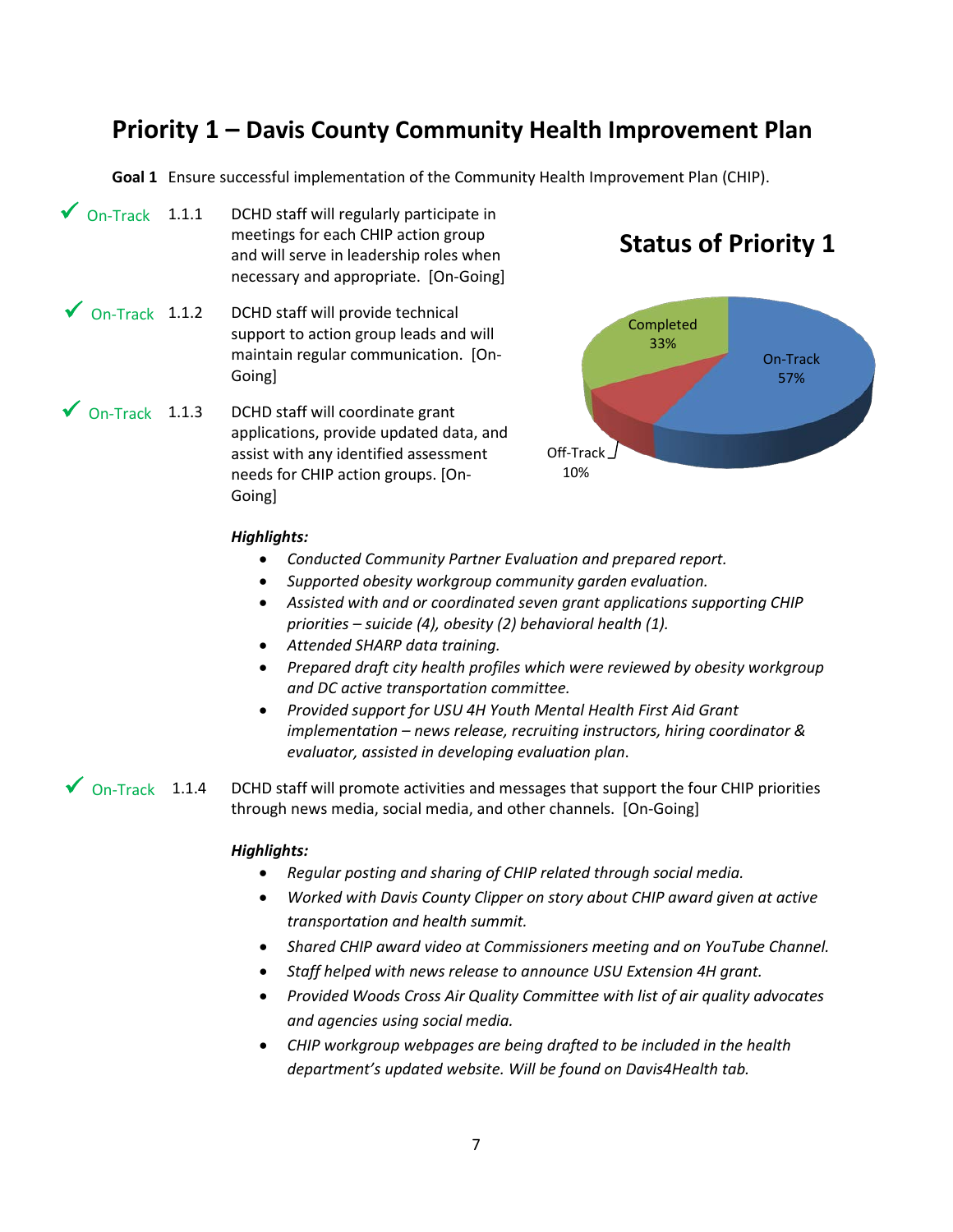# Priority 1 – Davis County Community Health Improvement Plan

**Goal 1** Ensure successful implementation of the Community Health Improvement Plan (CHIP).

✓ On-Track 1.1.1 DCHD staff will regularly participate in meetings for each CHIP action group and will serve in leadership roles when necessary and appropriate. [On-Going]

✓ On-Track 1.1.2 DCHD staff will provide technical support to action group leads and will maintain regular communication. [On-Going]

✓ On-Track 1.1.3 DCHD staff will coordinate grant applications, provide updated data, and assist with any identified assessment needs for CHIP action groups. [On-Going]

**Status of Priority 1**

- Completed 33%
- On-Track 57%
- Off-Track 10%

***Highlights:***

- *Conducted Community Partner Evaluation and prepared report.*
- *Supported obesity workgroup community garden evaluation.*
- *Assisted with and or coordinated seven grant applications supporting CHIP priorities – suicide (4), obesity (2) behavioral health (1).*
- *Attended SHARP data training.*
- *Prepared draft city health profiles which were reviewed by obesity workgroup and DC active transportation committee.*
- *Provided support for USU 4H Youth Mental Health First Aid Grant implementation – news release, recruiting instructors, hiring coordinator & evaluator, assisted in developing evaluation plan.*

✓ On-Track 1.1.4 DCHD staff will promote activities and messages that support the four CHIP priorities through news media, social media, and other channels. [On-Going]

***Highlights:***

- *Regular posting and sharing of CHIP related through social media.*
- *Worked with Davis County Clipper on story about CHIP award given at active transportation and health summit.*
- *Shared CHIP award video at Commissioners meeting and on YouTube Channel.*
- *Staff helped with news release to announce USU Extension 4H grant.*
- *Provided Woods Cross Air Quality Committee with list of air quality advocates and agencies using social media.*
- *CHIP workgroup webpages are being drafted to be included in the health department's updated website. Will be found on Davis4Health tab.*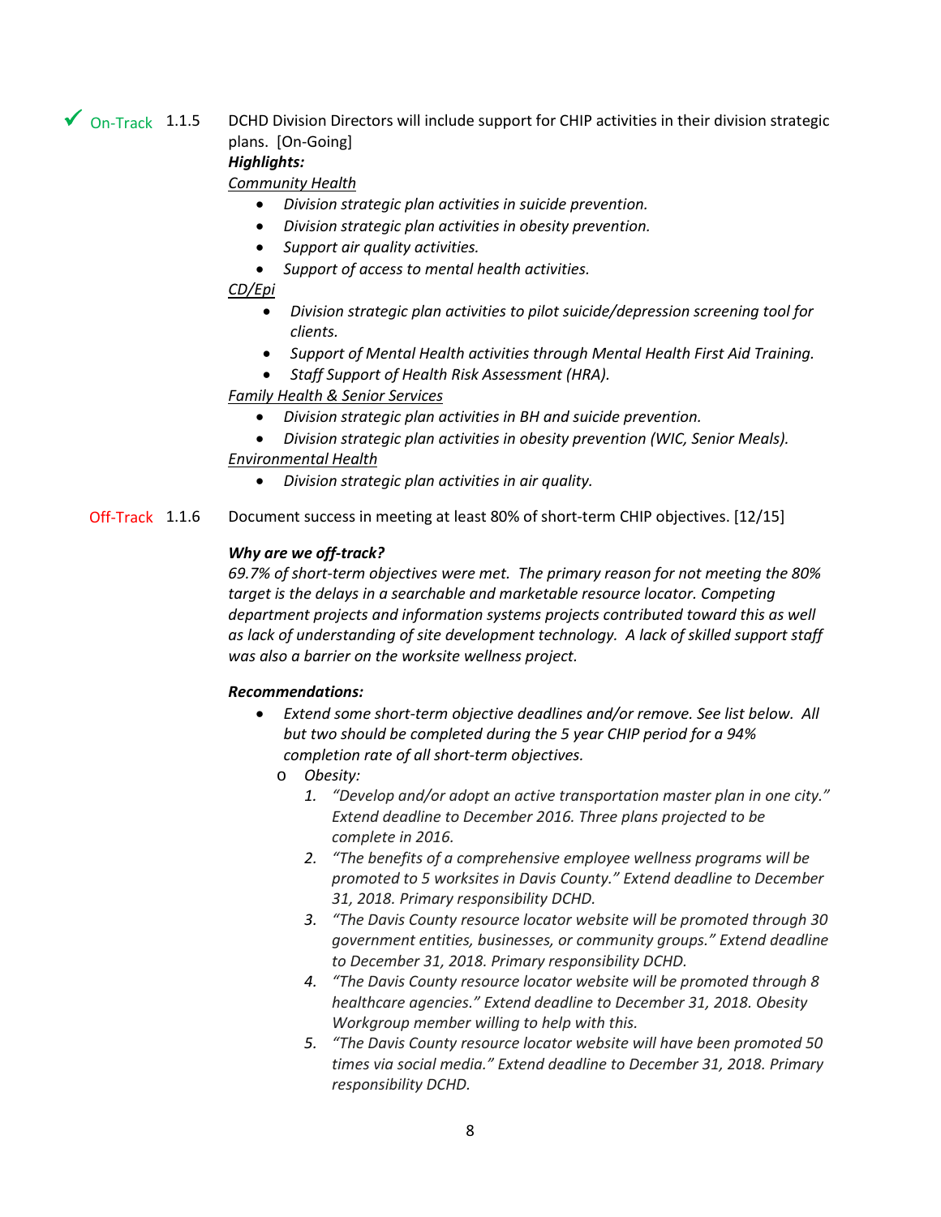✓ On-Track 1.1.5 DCHD Division Directors will include support for CHIP activities in their division strategic plans. [On-Going]

***Highlights:***

*Community Health*

- *Division strategic plan activities in suicide prevention.*
- *Division strategic plan activities in obesity prevention.*
- *Support air quality activities.*
- *Support of access to mental health activities.*

*CD/Epi*

- *Division strategic plan activities to pilot suicide/depression screening tool for clients.*
- *Support of Mental Health activities through Mental Health First Aid Training.*
- *Staff Support of Health Risk Assessment (HRA).*

*Family Health & Senior Services*

- *Division strategic plan activities in BH and suicide prevention.*
- *Division strategic plan activities in obesity prevention (WIC, Senior Meals).*

*Environmental Health*

- *Division strategic plan activities in air quality.*

Off-Track 1.1.6 Document success in meeting at least 80% of short-term CHIP objectives. [12/15]

***Why are we off-track?***

*69.7% of short-term objectives were met. The primary reason for not meeting the 80% target is the delays in a searchable and marketable resource locator. Competing department projects and information systems projects contributed toward this as well as lack of understanding of site development technology. A lack of skilled support staff was also a barrier on the worksite wellness project.*

***Recommendations:***

- *Extend some short-term objective deadlines and/or remove. See list below. All but two should be completed during the 5 year CHIP period for a 94% completion rate of all short-term objectives.*
  - *Obesity:*
    1. *"Develop and/or adopt an active transportation master plan in one city." Extend deadline to December 2016. Three plans projected to be complete in 2016.*
    2. *"The benefits of a comprehensive employee wellness programs will be promoted to 5 worksites in Davis County." Extend deadline to December 31, 2018. Primary responsibility DCHD.*
    3. *"The Davis County resource locator website will be promoted through 30 government entities, businesses, or community groups." Extend deadline to December 31, 2018. Primary responsibility DCHD.*
    4. *"The Davis County resource locator website will be promoted through 8 healthcare agencies." Extend deadline to December 31, 2018. Obesity Workgroup member willing to help with this.*
    5. *"The Davis County resource locator website will have been promoted 50 times via social media." Extend deadline to December 31, 2018. Primary responsibility DCHD.*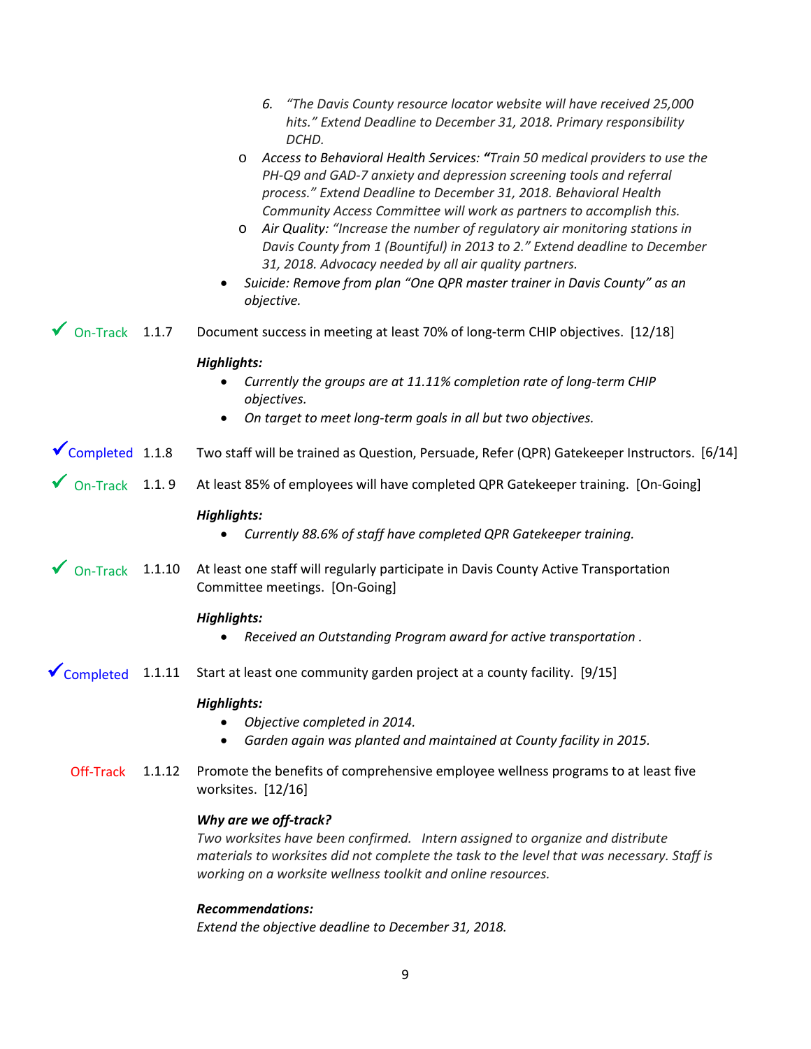6. *"The Davis County resource locator website will have received 25,000 hits." Extend Deadline to December 31, 2018. Primary responsibility DCHD.*
   - *Access to Behavioral Health Services: "Train 50 medical providers to use the PH-Q9 and GAD-7 anxiety and depression screening tools and referral process." Extend Deadline to December 31, 2018. Behavioral Health Community Access Committee will work as partners to accomplish this.*
   - *Air Quality: "Increase the number of regulatory air monitoring stations in Davis County from 1 (Bountiful) in 2013 to 2." Extend deadline to December 31, 2018. Advocacy needed by all air quality partners.*
- *Suicide: Remove from plan "One QPR master trainer in Davis County" as an objective.*

✓ On-Track 1.1.7 Document success in meeting at least 70% of long-term CHIP objectives. [12/18]

***Highlights:***

- *Currently the groups are at 11.11% completion rate of long-term CHIP objectives.*
- *On target to meet long-term goals in all but two objectives.*

✓ Completed 1.1.8 Two staff will be trained as Question, Persuade, Refer (QPR) Gatekeeper Instructors. [6/14]

✓ On-Track 1.1. 9 At least 85% of employees will have completed QPR Gatekeeper training. [On-Going]

***Highlights:***

- *Currently 88.6% of staff have completed QPR Gatekeeper training.*

✓ On-Track 1.1.10 At least one staff will regularly participate in Davis County Active Transportation Committee meetings. [On-Going]

***Highlights:***

- *Received an Outstanding Program award for active transportation .*

✓ Completed 1.1.11 Start at least one community garden project at a county facility. [9/15]

***Highlights:***

- *Objective completed in 2014.*
- *Garden again was planted and maintained at County facility in 2015.*

Off-Track 1.1.12 Promote the benefits of comprehensive employee wellness programs to at least five worksites. [12/16]

***Why are we off-track?***

*Two worksites have been confirmed. Intern assigned to organize and distribute materials to worksites did not complete the task to the level that was necessary. Staff is working on a worksite wellness toolkit and online resources.*

***Recommendations:***

*Extend the objective deadline to December 31, 2018.*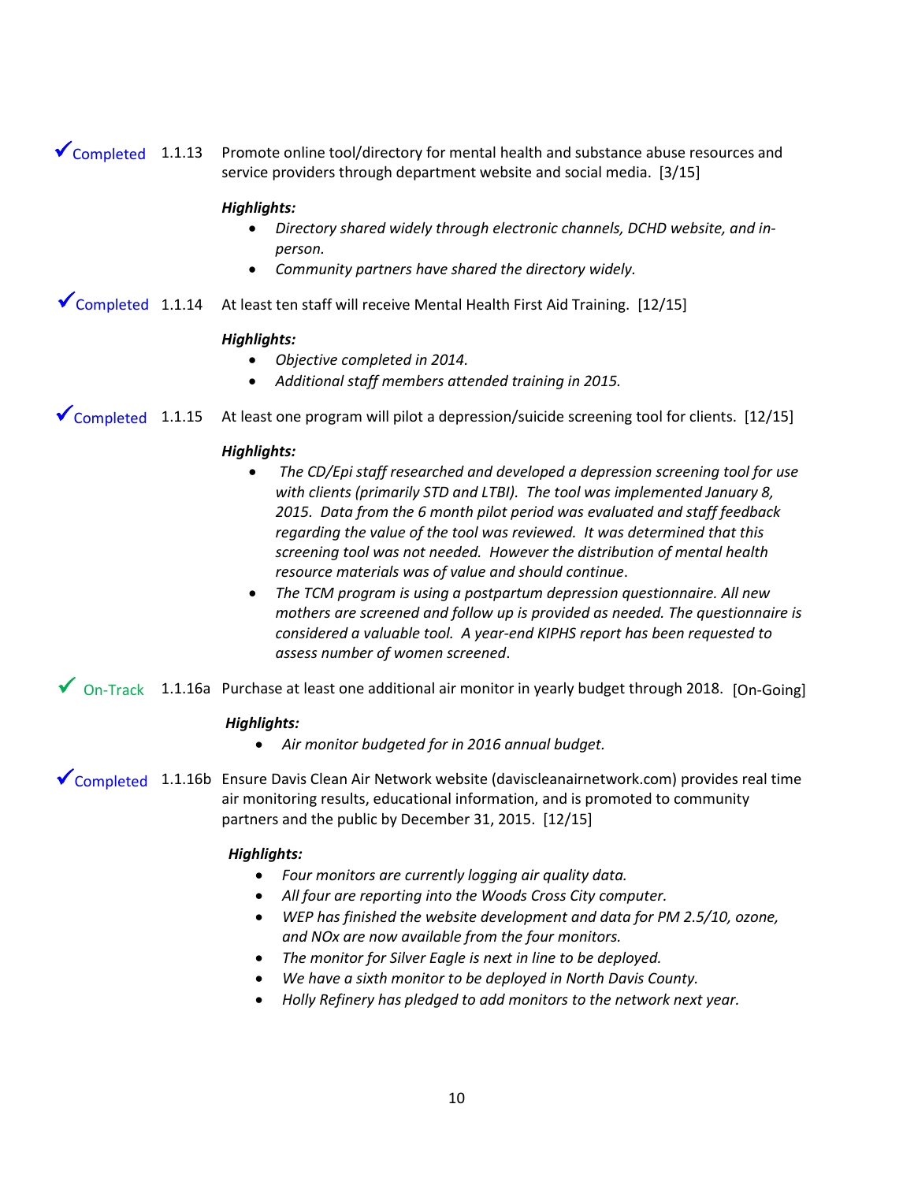✓Completed 1.1.13 Promote online tool/directory for mental health and substance abuse resources and service providers through department website and social media. [3/15]

***Highlights:***

- *Directory shared widely through electronic channels, DCHD website, and in-person.*
- *Community partners have shared the directory widely.*

✓Completed 1.1.14 At least ten staff will receive Mental Health First Aid Training. [12/15]

***Highlights:***

- *Objective completed in 2014.*
- *Additional staff members attended training in 2015.*

✓Completed 1.1.15 At least one program will pilot a depression/suicide screening tool for clients. [12/15]

***Highlights:***

- *The CD/Epi staff researched and developed a depression screening tool for use with clients (primarily STD and LTBI). The tool was implemented January 8, 2015. Data from the 6 month pilot period was evaluated and staff feedback regarding the value of the tool was reviewed. It was determined that this screening tool was not needed. However the distribution of mental health resource materials was of value and should continue.*
- *The TCM program is using a postpartum depression questionnaire. All new mothers are screened and follow up is provided as needed. The questionnaire is considered a valuable tool. A year-end KIPHS report has been requested to assess number of women screened.*

✓ On-Track 1.1.16a Purchase at least one additional air monitor in yearly budget through 2018. [On-Going]

***Highlights:***

- *Air monitor budgeted for in 2016 annual budget.*

✓Completed 1.1.16b Ensure Davis Clean Air Network website (daviscleanairnetwork.com) provides real time air monitoring results, educational information, and is promoted to community partners and the public by December 31, 2015. [12/15]

***Highlights:***

- *Four monitors are currently logging air quality data.*
- *All four are reporting into the Woods Cross City computer.*
- *WEP has finished the website development and data for PM 2.5/10, ozone, and NOx are now available from the four monitors.*
- *The monitor for Silver Eagle is next in line to be deployed.*
- *We have a sixth monitor to be deployed in North Davis County.*
- *Holly Refinery has pledged to add monitors to the network next year.*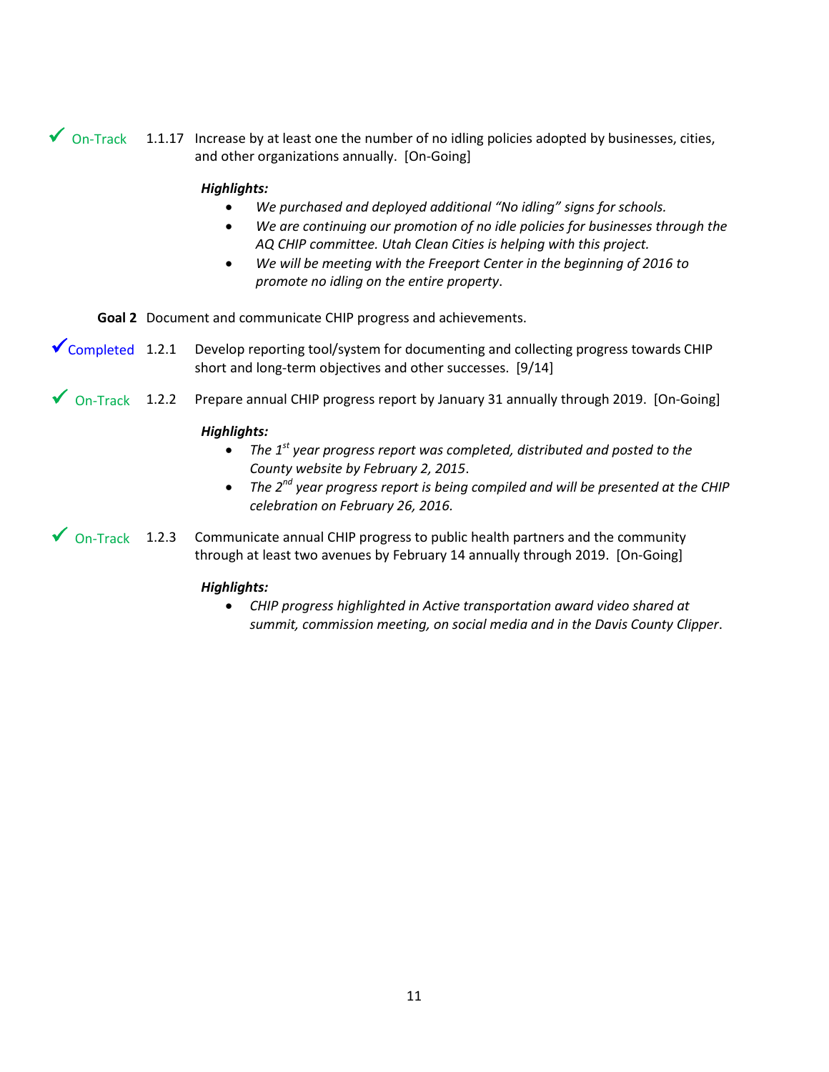✓ On-Track 1.1.17 Increase by at least one the number of no idling policies adopted by businesses, cities, and other organizations annually. [On-Going]

***Highlights:***

- *We purchased and deployed additional "No idling" signs for schools.*
- *We are continuing our promotion of no idle policies for businesses through the AQ CHIP committee. Utah Clean Cities is helping with this project.*
- *We will be meeting with the Freeport Center in the beginning of 2016 to promote no idling on the entire property.*

**Goal 2** Document and communicate CHIP progress and achievements.

✓Completed 1.2.1 Develop reporting tool/system for documenting and collecting progress towards CHIP short and long-term objectives and other successes. [9/14]

✓ On-Track 1.2.2 Prepare annual CHIP progress report by January 31 annually through 2019. [On-Going]

***Highlights:***

- *The 1st year progress report was completed, distributed and posted to the County website by February 2, 2015.*
- *The 2nd year progress report is being compiled and will be presented at the CHIP celebration on February 26, 2016.*

✓ On-Track 1.2.3 Communicate annual CHIP progress to public health partners and the community through at least two avenues by February 14 annually through 2019. [On-Going]

***Highlights:***

- *CHIP progress highlighted in Active transportation award video shared at summit, commission meeting, on social media and in the Davis County Clipper.*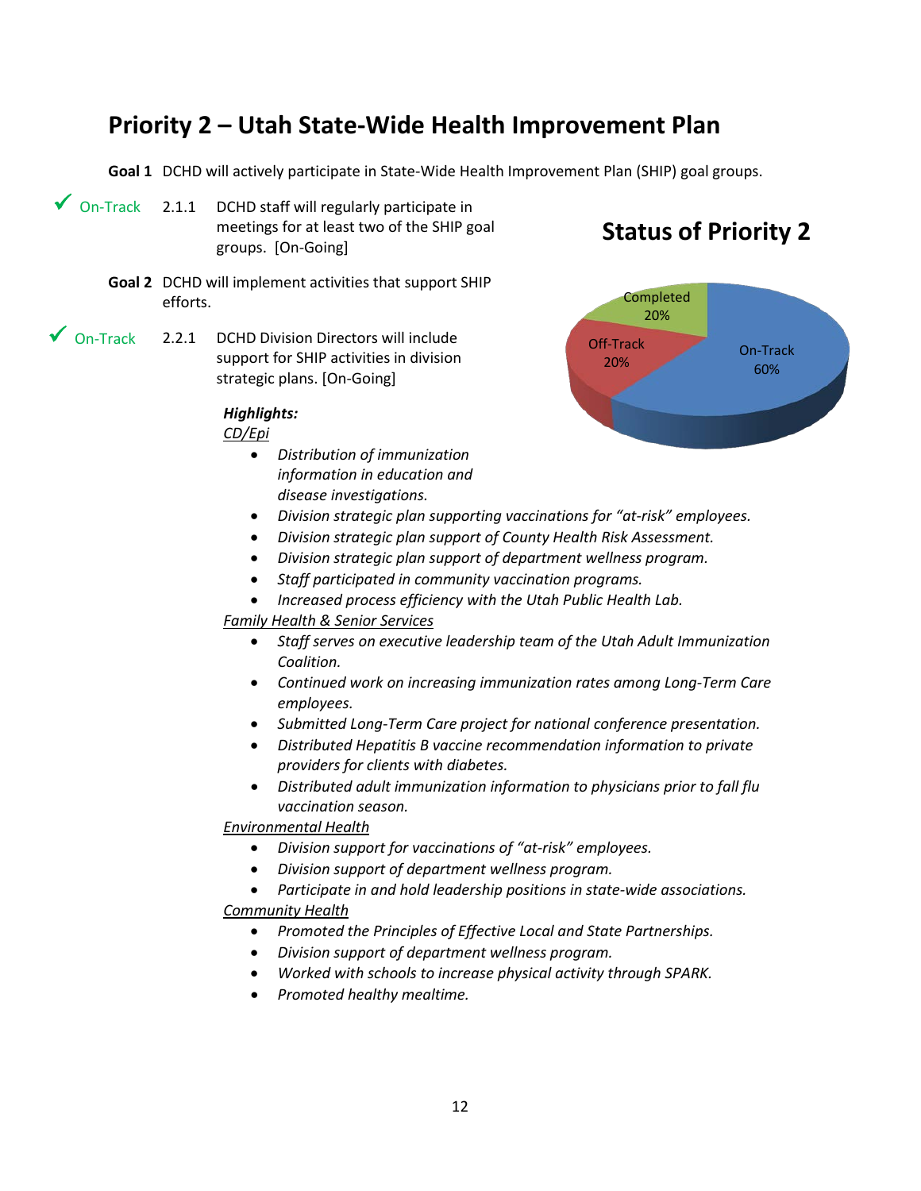## Priority 2 – Utah State-Wide Health Improvement Plan

**Goal 1** DCHD will actively participate in State-Wide Health Improvement Plan (SHIP) goal groups.

✓ On-Track 2.1.1 DCHD staff will regularly participate in meetings for at least two of the SHIP goal groups. [On-Going]

**Goal 2** DCHD will implement activities that support SHIP efforts.

✓ On-Track 2.2.1 DCHD Division Directors will include support for SHIP activities in division strategic plans. [On-Going]

**Status of Priority 2**

Completed 20%
Off-Track 20%
On-Track 60%

***Highlights:***

*CD/Epi*

- *Distribution of immunization information in education and disease investigations.*
- *Division strategic plan supporting vaccinations for "at-risk" employees.*
- *Division strategic plan support of County Health Risk Assessment.*
- *Division strategic plan support of department wellness program.*
- *Staff participated in community vaccination programs.*
- *Increased process efficiency with the Utah Public Health Lab.*

*Family Health & Senior Services*

- *Staff serves on executive leadership team of the Utah Adult Immunization Coalition.*
- *Continued work on increasing immunization rates among Long-Term Care employees.*
- *Submitted Long-Term Care project for national conference presentation.*
- *Distributed Hepatitis B vaccine recommendation information to private providers for clients with diabetes.*
- *Distributed adult immunization information to physicians prior to fall flu vaccination season.*

*Environmental Health*

- *Division support for vaccinations of "at-risk" employees.*
- *Division support of department wellness program.*
- *Participate in and hold leadership positions in state-wide associations.*

*Community Health*

- *Promoted the Principles of Effective Local and State Partnerships.*
- *Division support of department wellness program.*
- *Worked with schools to increase physical activity through SPARK.*
- *Promoted healthy mealtime.*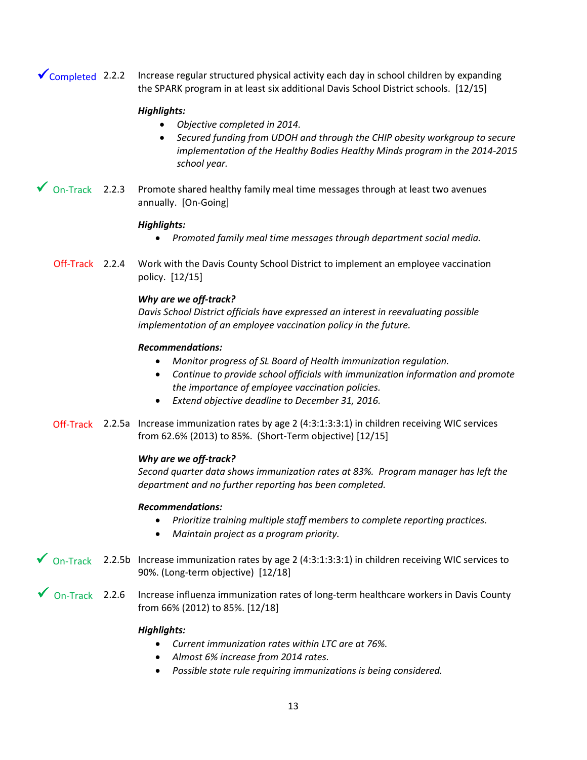✓Completed 2.2.2 Increase regular structured physical activity each day in school children by expanding the SPARK program in at least six additional Davis School District schools. [12/15]

***Highlights:***

- *Objective completed in 2014.*
- *Secured funding from UDOH and through the CHIP obesity workgroup to secure implementation of the Healthy Bodies Healthy Minds program in the 2014-2015 school year.*

✓ On-Track 2.2.3 Promote shared healthy family meal time messages through at least two avenues annually. [On-Going]

***Highlights:***

- *Promoted family meal time messages through department social media.*

Off-Track 2.2.4 Work with the Davis County School District to implement an employee vaccination policy. [12/15]

***Why are we off-track?***

*Davis School District officials have expressed an interest in reevaluating possible implementation of an employee vaccination policy in the future.*

***Recommendations:***

- *Monitor progress of SL Board of Health immunization regulation.*
- *Continue to provide school officials with immunization information and promote the importance of employee vaccination policies.*
- *Extend objective deadline to December 31, 2016.*

Off-Track 2.2.5a Increase immunization rates by age 2 (4:3:1:3:3:1) in children receiving WIC services from 62.6% (2013) to 85%. (Short-Term objective) [12/15]

***Why are we off-track?***

*Second quarter data shows immunization rates at 83%. Program manager has left the department and no further reporting has been completed.*

***Recommendations:***

- *Prioritize training multiple staff members to complete reporting practices.*
- *Maintain project as a program priority.*

✓ On-Track 2.2.5b Increase immunization rates by age 2 (4:3:1:3:3:1) in children receiving WIC services to 90%. (Long-term objective) [12/18]

✓ On-Track 2.2.6 Increase influenza immunization rates of long-term healthcare workers in Davis County from 66% (2012) to 85%. [12/18]

***Highlights:***

- *Current immunization rates within LTC are at 76%.*
- *Almost 6% increase from 2014 rates.*
- *Possible state rule requiring immunizations is being considered.*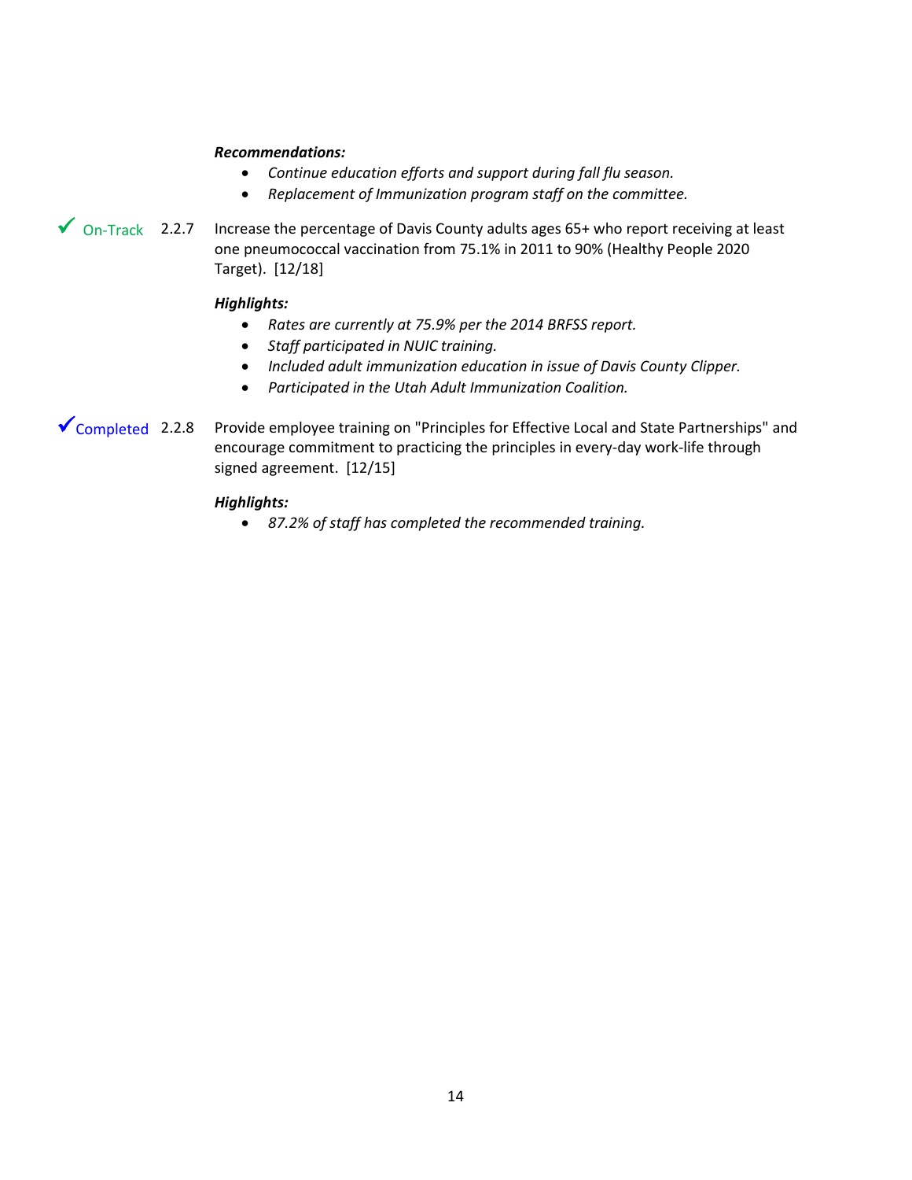***Recommendations:***

- *Continue education efforts and support during fall flu season.*
- *Replacement of Immunization program staff on the committee.*

✓ On-Track 2.2.7 Increase the percentage of Davis County adults ages 65+ who report receiving at least one pneumococcal vaccination from 75.1% in 2011 to 90% (Healthy People 2020 Target). [12/18]

***Highlights:***

- *Rates are currently at 75.9% per the 2014 BRFSS report.*
- *Staff participated in NUIC training.*
- *Included adult immunization education in issue of Davis County Clipper.*
- *Participated in the Utah Adult Immunization Coalition.*

✓Completed 2.2.8 Provide employee training on "Principles for Effective Local and State Partnerships" and encourage commitment to practicing the principles in every-day work-life through signed agreement. [12/15]

***Highlights:***

- *87.2% of staff has completed the recommended training.*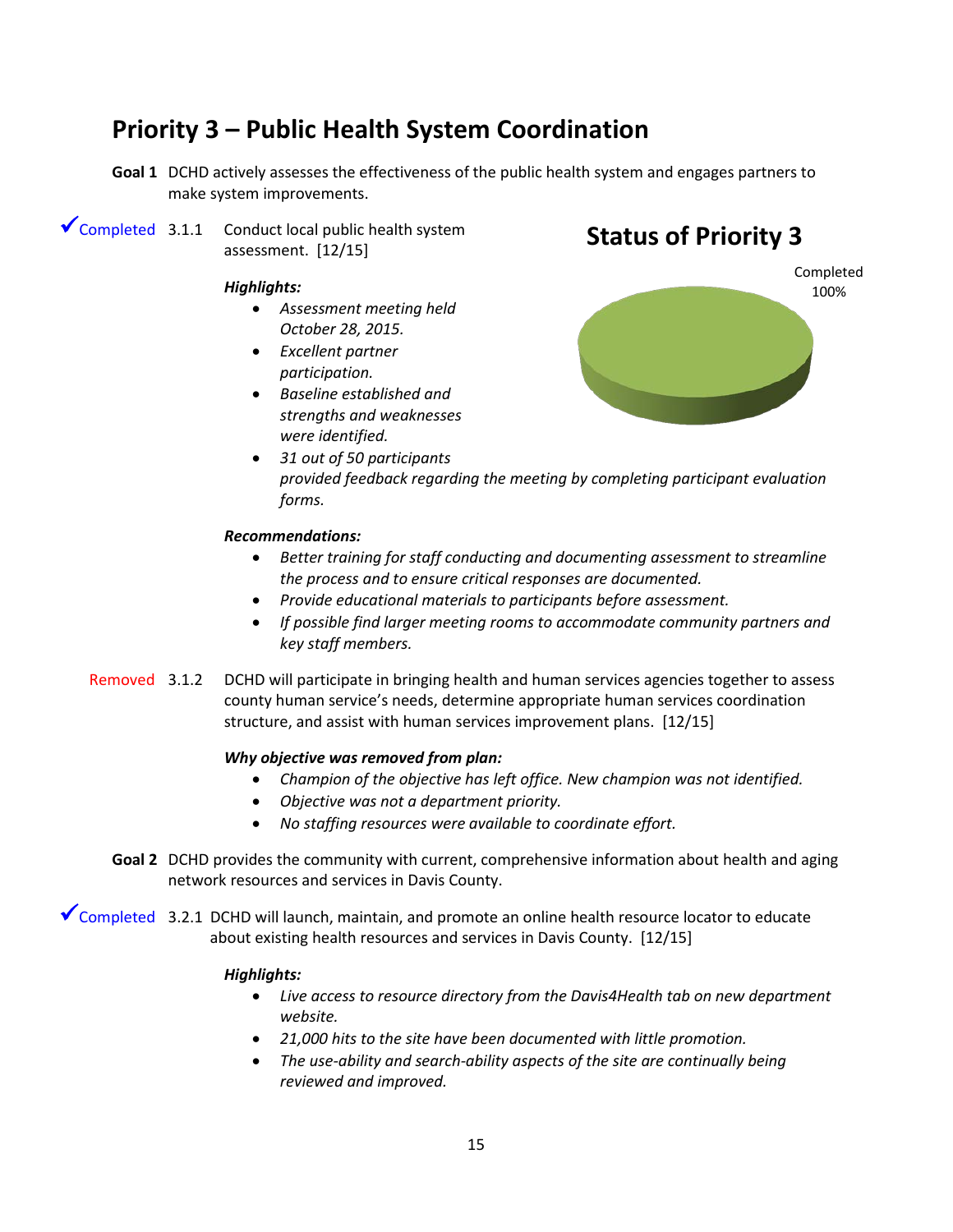## Priority 3 – Public Health System Coordination

**Goal 1** DCHD actively assesses the effectiveness of the public health system and engages partners to make system improvements.

✓Completed 3.1.1 Conduct local public health system assessment. [12/15]

***Highlights:***

- *Assessment meeting held October 28, 2015.*
- *Excellent partner participation.*
- *Baseline established and strengths and weaknesses were identified.*
- *31 out of 50 participants provided feedback regarding the meeting by completing participant evaluation forms.*

***Recommendations:***

- *Better training for staff conducting and documenting assessment to streamline the process and to ensure critical responses are documented.*
- *Provide educational materials to participants before assessment.*
- *If possible find larger meeting rooms to accommodate community partners and key staff members.*

**Status of Priority 3**

Completed 100%

Removed 3.1.2 DCHD will participate in bringing health and human services agencies together to assess county human service's needs, determine appropriate human services coordination structure, and assist with human services improvement plans. [12/15]

***Why objective was removed from plan:***

- *Champion of the objective has left office. New champion was not identified.*
- *Objective was not a department priority.*
- *No staffing resources were available to coordinate effort.*

**Goal 2** DCHD provides the community with current, comprehensive information about health and aging network resources and services in Davis County.

✓Completed 3.2.1 DCHD will launch, maintain, and promote an online health resource locator to educate about existing health resources and services in Davis County. [12/15]

***Highlights:***

- *Live access to resource directory from the Davis4Health tab on new department website.*
- *21,000 hits to the site have been documented with little promotion.*
- *The use-ability and search-ability aspects of the site are continually being reviewed and improved.*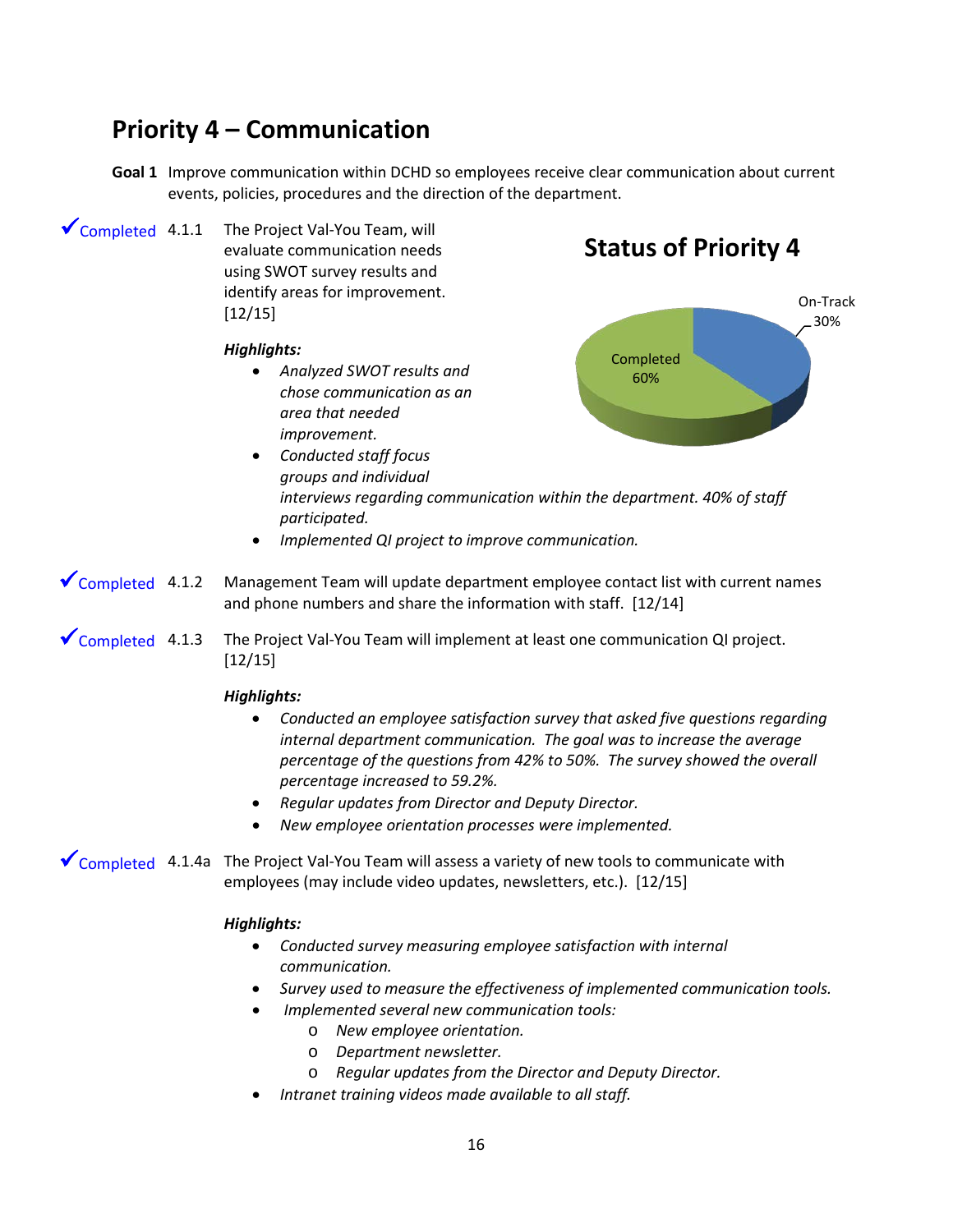# Priority 4 – Communication

**Goal 1** Improve communication within DCHD so employees receive clear communication about current events, policies, procedures and the direction of the department.

✓Completed 4.1.1 The Project Val-You Team, will evaluate communication needs using SWOT survey results and identify areas for improvement. [12/15]

**Status of Priority 4**

On-Track 30%

Completed 60%

***Highlights:***

- *Analyzed SWOT results and chose communication as an area that needed improvement.*
- *Conducted staff focus groups and individual interviews regarding communication within the department. 40% of staff participated.*
- *Implemented QI project to improve communication.*

✓Completed 4.1.2 Management Team will update department employee contact list with current names and phone numbers and share the information with staff. [12/14]

✓Completed 4.1.3 The Project Val-You Team will implement at least one communication QI project. [12/15]

***Highlights:***

- *Conducted an employee satisfaction survey that asked five questions regarding internal department communication. The goal was to increase the average percentage of the questions from 42% to 50%. The survey showed the overall percentage increased to 59.2%.*
- *Regular updates from Director and Deputy Director.*
- *New employee orientation processes were implemented.*

✓Completed 4.1.4a The Project Val-You Team will assess a variety of new tools to communicate with employees (may include video updates, newsletters, etc.). [12/15]

***Highlights:***

- *Conducted survey measuring employee satisfaction with internal communication.*
- *Survey used to measure the effectiveness of implemented communication tools.*
- *Implemented several new communication tools:*
  - *New employee orientation.*
  - *Department newsletter.*
  - *Regular updates from the Director and Deputy Director.*
- *Intranet training videos made available to all staff.*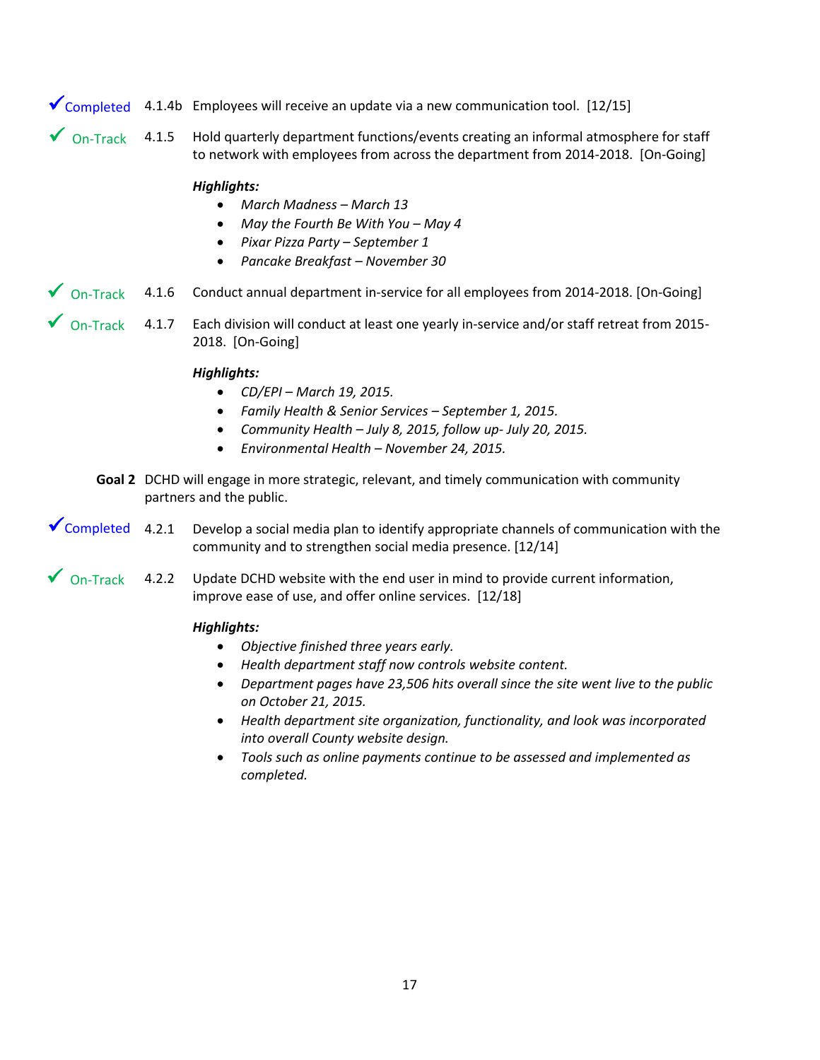✓Completed 4.1.4b Employees will receive an update via a new communication tool. [12/15]

✓ On-Track 4.1.5 Hold quarterly department functions/events creating an informal atmosphere for staff to network with employees from across the department from 2014-2018. [On-Going]

***Highlights:***

- *March Madness – March 13*
- *May the Fourth Be With You – May 4*
- *Pixar Pizza Party – September 1*
- *Pancake Breakfast – November 30*

✓ On-Track 4.1.6 Conduct annual department in-service for all employees from 2014-2018. [On-Going]

✓ On-Track 4.1.7 Each division will conduct at least one yearly in-service and/or staff retreat from 2015-2018. [On-Going]

***Highlights:***

- *CD/EPI – March 19, 2015.*
- *Family Health & Senior Services – September 1, 2015.*
- *Community Health – July 8, 2015, follow up- July 20, 2015.*
- *Environmental Health – November 24, 2015.*

**Goal 2** DCHD will engage in more strategic, relevant, and timely communication with community partners and the public.

✓Completed 4.2.1 Develop a social media plan to identify appropriate channels of communication with the community and to strengthen social media presence. [12/14]

✓ On-Track 4.2.2 Update DCHD website with the end user in mind to provide current information, improve ease of use, and offer online services. [12/18]

***Highlights:***

- *Objective finished three years early.*
- *Health department staff now controls website content.*
- *Department pages have 23,506 hits overall since the site went live to the public on October 21, 2015.*
- *Health department site organization, functionality, and look was incorporated into overall County website design.*
- *Tools such as online payments continue to be assessed and implemented as completed.*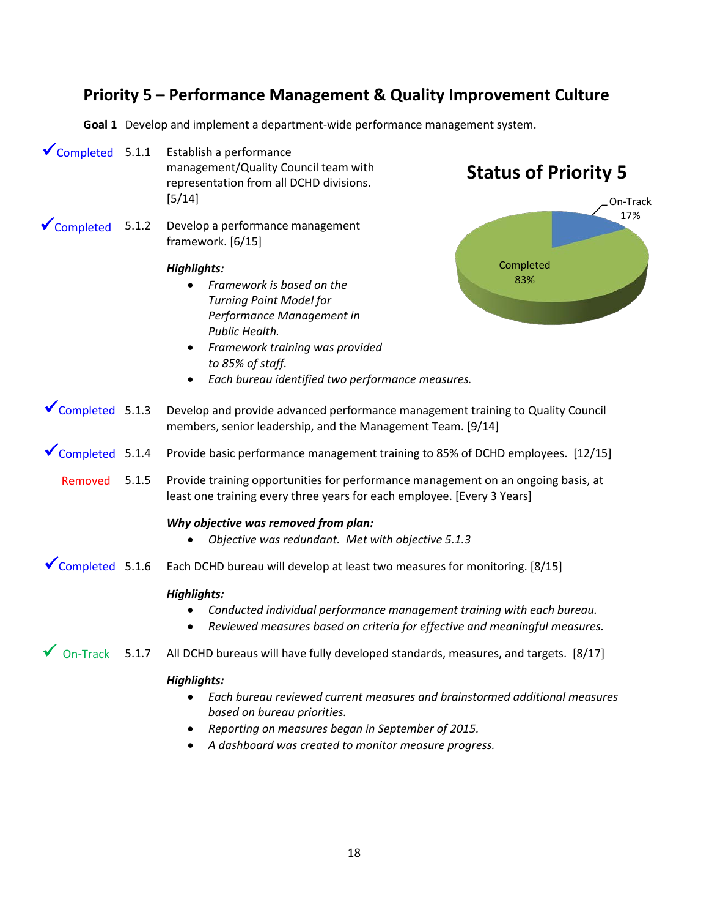## Priority 5 – Performance Management & Quality Improvement Culture

**Goal 1** Develop and implement a department-wide performance management system.

✓Completed 5.1.1 Establish a performance management/Quality Council team with representation from all DCHD divisions. [5/14]

✓Completed 5.1.2 Develop a performance management framework. [6/15]

***Highlights:***

- *Framework is based on the Turning Point Model for Performance Management in Public Health.*
- *Framework training was provided to 85% of staff.*
- *Each bureau identified two performance measures.*

**Status of Priority 5**

- On-Track 17%
- Completed 83%

✓Completed 5.1.3 Develop and provide advanced performance management training to Quality Council members, senior leadership, and the Management Team. [9/14]

✓Completed 5.1.4 Provide basic performance management training to 85% of DCHD employees. [12/15]

Removed 5.1.5 Provide training opportunities for performance management on an ongoing basis, at least one training every three years for each employee. [Every 3 Years]

***Why objective was removed from plan:***

- *Objective was redundant. Met with objective 5.1.3*

✓Completed 5.1.6 Each DCHD bureau will develop at least two measures for monitoring. [8/15]

***Highlights:***

- *Conducted individual performance management training with each bureau.*
- *Reviewed measures based on criteria for effective and meaningful measures.*

✓ On-Track 5.1.7 All DCHD bureaus will have fully developed standards, measures, and targets. [8/17]

***Highlights:***

- *Each bureau reviewed current measures and brainstormed additional measures based on bureau priorities.*
- *Reporting on measures began in September of 2015.*
- *A dashboard was created to monitor measure progress.*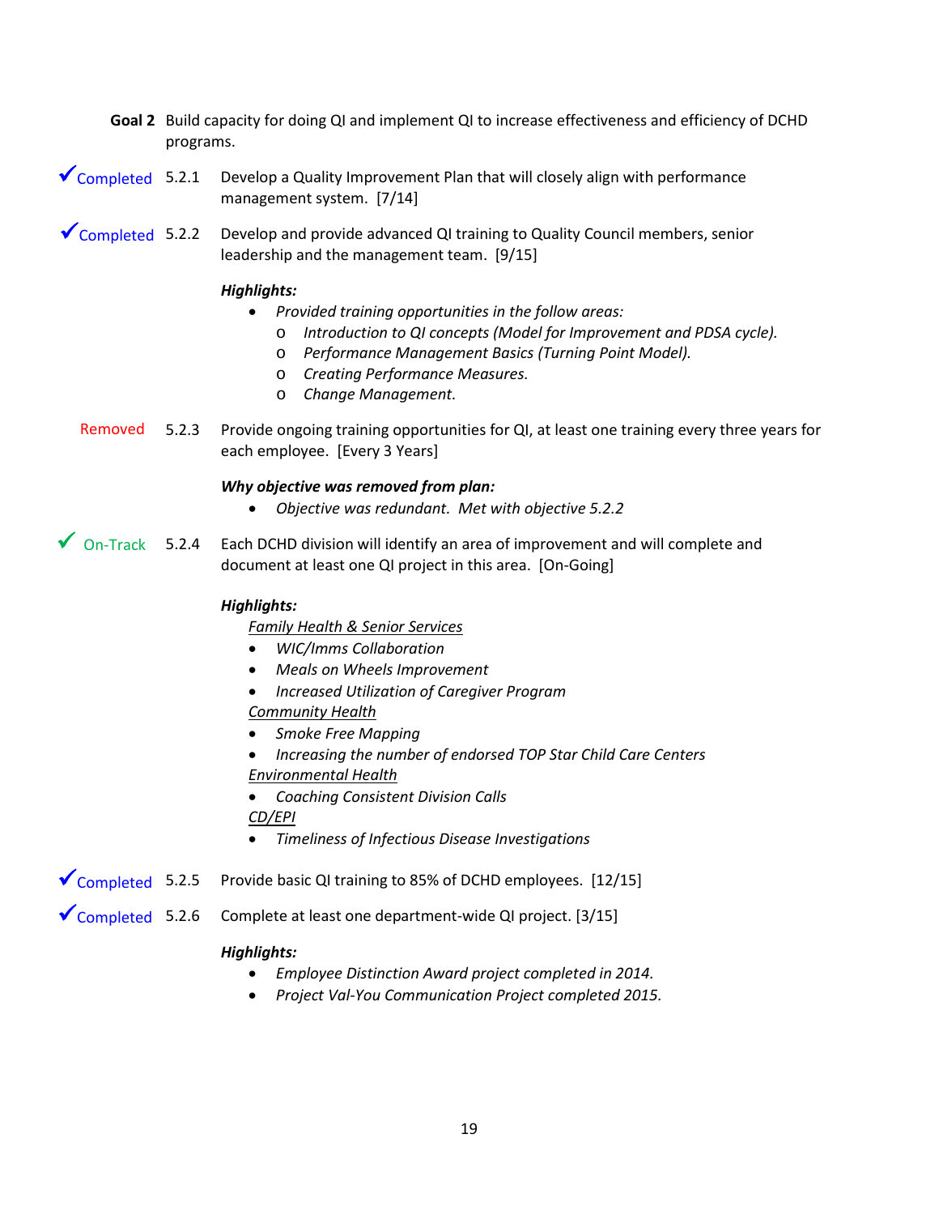**Goal 2** Build capacity for doing QI and implement QI to increase effectiveness and efficiency of DCHD programs.

✓Completed 5.2.1 Develop a Quality Improvement Plan that will closely align with performance management system. [7/14]

✓Completed 5.2.2 Develop and provide advanced QI training to Quality Council members, senior leadership and the management team. [9/15]

***Highlights:***

- *Provided training opportunities in the follow areas:*
  - *Introduction to QI concepts (Model for Improvement and PDSA cycle).*
  - *Performance Management Basics (Turning Point Model).*
  - *Creating Performance Measures.*
  - *Change Management.*

Removed 5.2.3 Provide ongoing training opportunities for QI, at least one training every three years for each employee. [Every 3 Years]

***Why objective was removed from plan:***

- *Objective was redundant. Met with objective 5.2.2*

✓ On-Track 5.2.4 Each DCHD division will identify an area of improvement and will complete and document at least one QI project in this area. [On-Going]

***Highlights:***

*Family Health & Senior Services*

- *WIC/Imms Collaboration*
- *Meals on Wheels Improvement*
- *Increased Utilization of Caregiver Program*

*Community Health*

- *Smoke Free Mapping*
- *Increasing the number of endorsed TOP Star Child Care Centers*

*Environmental Health*

- *Coaching Consistent Division Calls*

*CD/EPI*

- *Timeliness of Infectious Disease Investigations*

✓Completed 5.2.5 Provide basic QI training to 85% of DCHD employees. [12/15]

✓Completed 5.2.6 Complete at least one department-wide QI project. [3/15]

***Highlights:***

- *Employee Distinction Award project completed in 2014.*
- *Project Val-You Communication Project completed 2015.*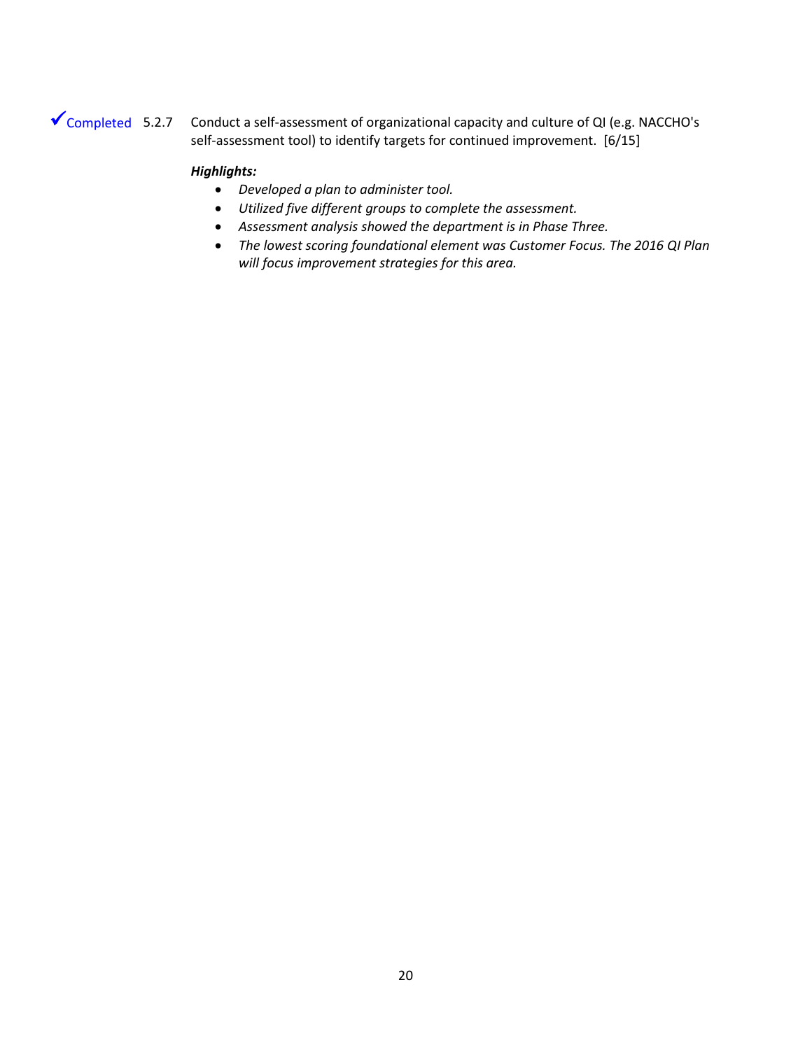✓Completed 5.2.7 Conduct a self-assessment of organizational capacity and culture of QI (e.g. NACCHO's self-assessment tool) to identify targets for continued improvement. [6/15]

***Highlights:***

- *Developed a plan to administer tool.*
- *Utilized five different groups to complete the assessment.*
- *Assessment analysis showed the department is in Phase Three.*
- *The lowest scoring foundational element was Customer Focus. The 2016 QI Plan will focus improvement strategies for this area.*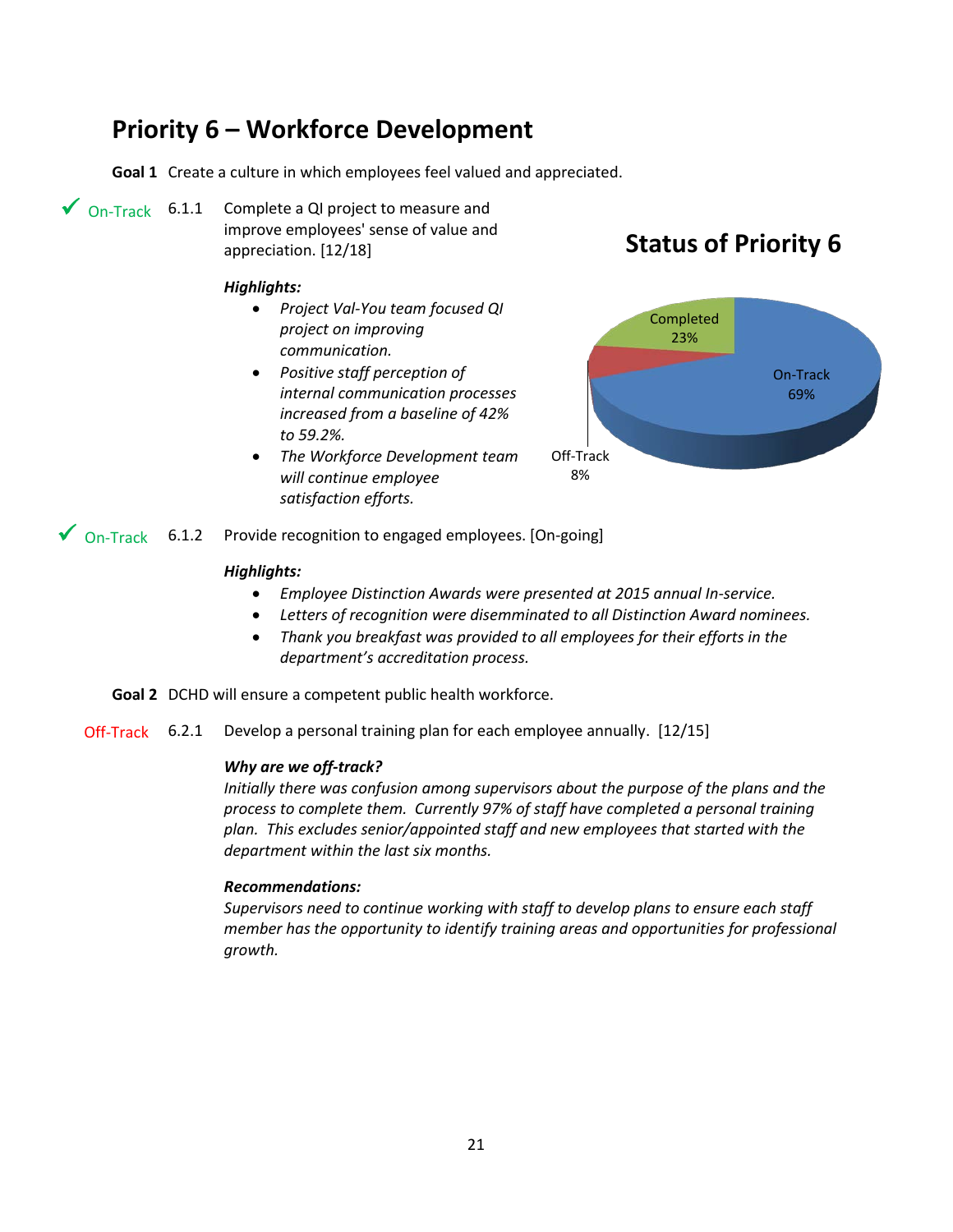# Priority 6 – Workforce Development

**Goal 1** Create a culture in which employees feel valued and appreciated.

✓ On-Track 6.1.1 Complete a QI project to measure and improve employees' sense of value and appreciation. [12/18]

***Highlights:***

- *Project Val-You team focused QI project on improving communication.*
- *Positive staff perception of internal communication processes increased from a baseline of 42% to 59.2%.*
- *The Workforce Development team will continue employee satisfaction efforts.*

**Status of Priority 6**

| Status | Percentage |
|---|---|
| On-Track | 69% |
| Completed | 23% |
| Off-Track | 8% |

✓ On-Track 6.1.2 Provide recognition to engaged employees. [On-going]

***Highlights:***

- *Employee Distinction Awards were presented at 2015 annual In-service.*
- *Letters of recognition were disseminated to all Distinction Award nominees.*
- *Thank you breakfast was provided to all employees for their efforts in the department's accreditation process.*

**Goal 2** DCHD will ensure a competent public health workforce.

Off-Track 6.2.1 Develop a personal training plan for each employee annually. [12/15]

***Why are we off-track?***

*Initially there was confusion among supervisors about the purpose of the plans and the process to complete them. Currently 97% of staff have completed a personal training plan. This excludes senior/appointed staff and new employees that started with the department within the last six months.*

***Recommendations:***

*Supervisors need to continue working with staff to develop plans to ensure each staff member has the opportunity to identify training areas and opportunities for professional growth.*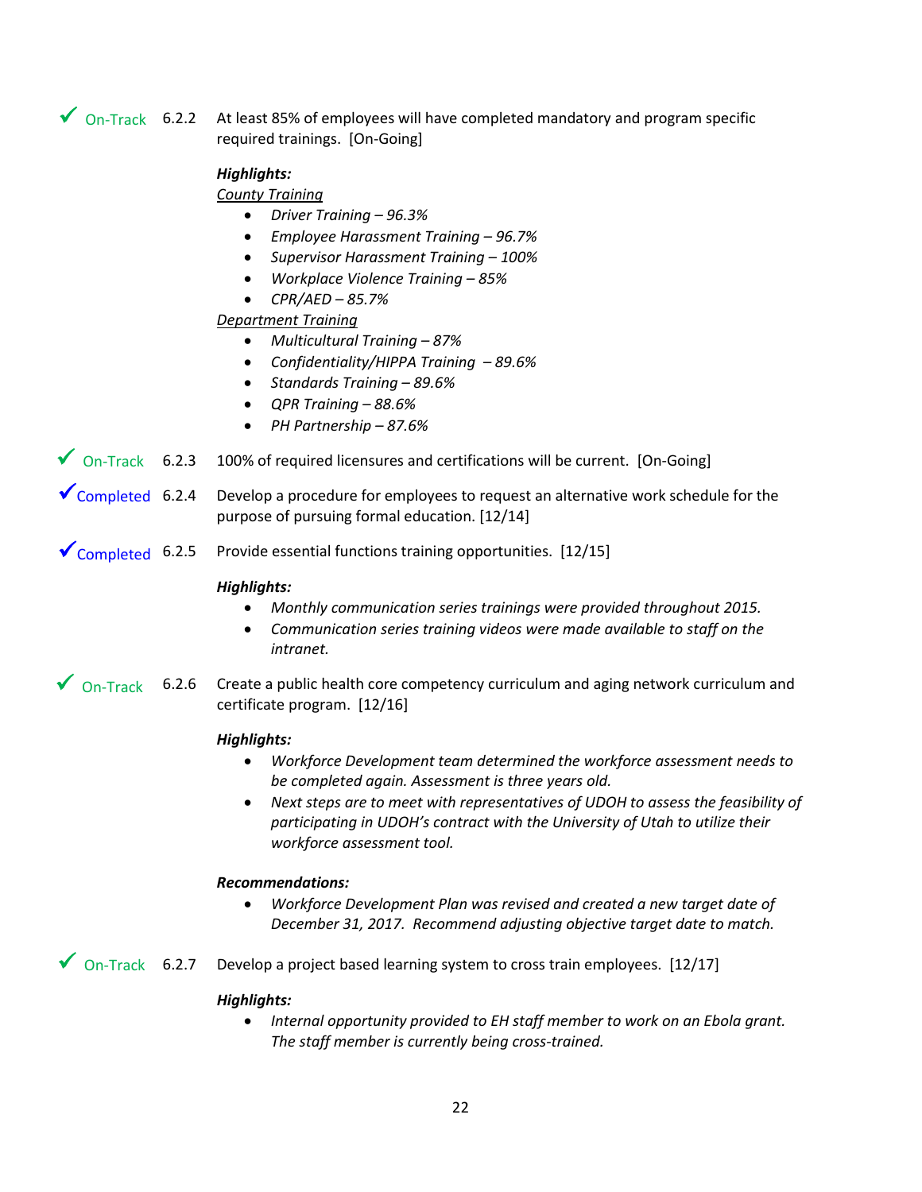✓ On-Track 6.2.2 At least 85% of employees will have completed mandatory and program specific required trainings. [On-Going]

***Highlights:***

County Training

- *Driver Training – 96.3%*
- *Employee Harassment Training – 96.7%*
- *Supervisor Harassment Training – 100%*
- *Workplace Violence Training – 85%*
- *CPR/AED – 85.7%*

Department Training

- *Multicultural Training – 87%*
- *Confidentiality/HIPPA Training – 89.6%*
- *Standards Training – 89.6%*
- *QPR Training – 88.6%*
- *PH Partnership – 87.6%*

✓ On-Track 6.2.3 100% of required licensures and certifications will be current. [On-Going]

✓Completed 6.2.4 Develop a procedure for employees to request an alternative work schedule for the purpose of pursuing formal education. [12/14]

✓Completed 6.2.5 Provide essential functions training opportunities. [12/15]

***Highlights:***

- *Monthly communication series trainings were provided throughout 2015.*
- *Communication series training videos were made available to staff on the intranet.*

✓ On-Track 6.2.6 Create a public health core competency curriculum and aging network curriculum and certificate program. [12/16]

***Highlights:***

- *Workforce Development team determined the workforce assessment needs to be completed again. Assessment is three years old.*
- *Next steps are to meet with representatives of UDOH to assess the feasibility of participating in UDOH's contract with the University of Utah to utilize their workforce assessment tool.*

***Recommendations:***

- *Workforce Development Plan was revised and created a new target date of December 31, 2017. Recommend adjusting objective target date to match.*

✓ On-Track 6.2.7 Develop a project based learning system to cross train employees. [12/17]

***Highlights:***

- *Internal opportunity provided to EH staff member to work on an Ebola grant. The staff member is currently being cross-trained.*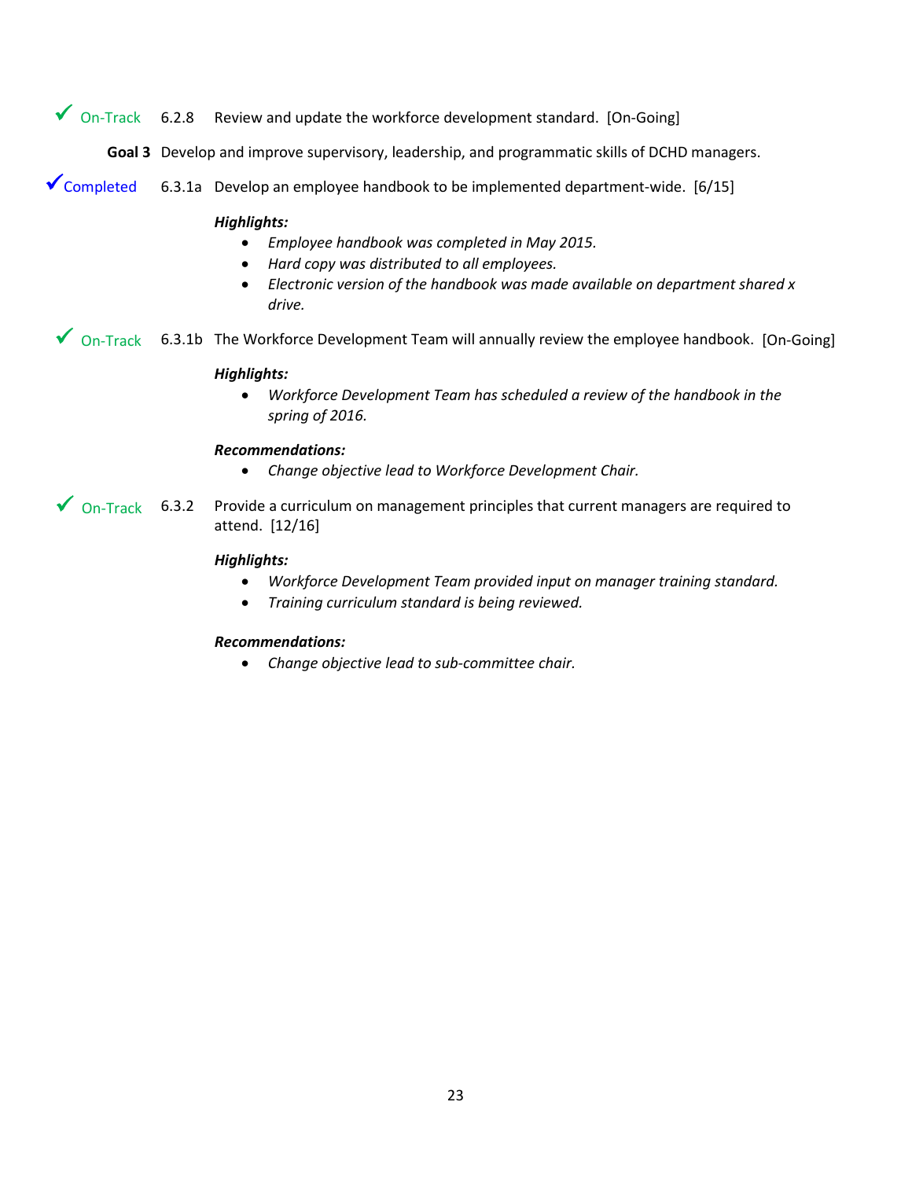✓ On-Track 6.2.8 Review and update the workforce development standard. [On-Going]

**Goal 3** Develop and improve supervisory, leadership, and programmatic skills of DCHD managers.

✓Completed 6.3.1a Develop an employee handbook to be implemented department-wide. [6/15]

***Highlights:***

- *Employee handbook was completed in May 2015.*
- *Hard copy was distributed to all employees.*
- *Electronic version of the handbook was made available on department shared x drive.*

✓ On-Track 6.3.1b The Workforce Development Team will annually review the employee handbook. [On-Going]

***Highlights:***

- *Workforce Development Team has scheduled a review of the handbook in the spring of 2016.*

***Recommendations:***

- *Change objective lead to Workforce Development Chair.*

✓ On-Track 6.3.2 Provide a curriculum on management principles that current managers are required to attend. [12/16]

***Highlights:***

- *Workforce Development Team provided input on manager training standard.*
- *Training curriculum standard is being reviewed.*

***Recommendations:***

- *Change objective lead to sub-committee chair.*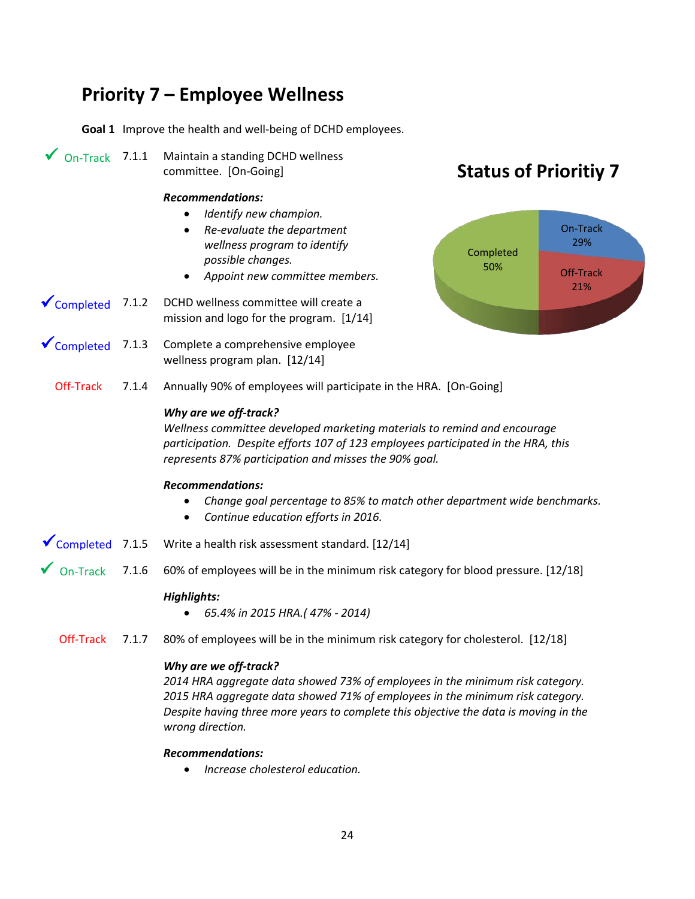# Priority 7 – Employee Wellness

**Goal 1** Improve the health and well-being of DCHD employees.

✓ On-Track 7.1.1 Maintain a standing DCHD wellness committee. [On-Going]

***Recommendations:***

- *Identify new champion.*
- *Re-evaluate the department wellness program to identify possible changes.*
- *Appoint new committee members.*

**Status of Prioritiy 7**

Completed 50%, On-Track 29%, Off-Track 21%

✓Completed 7.1.2 DCHD wellness committee will create a mission and logo for the program. [1/14]

✓Completed 7.1.3 Complete a comprehensive employee wellness program plan. [12/14]

Off-Track 7.1.4 Annually 90% of employees will participate in the HRA. [On-Going]

***Why are we off-track?***
*Wellness committee developed marketing materials to remind and encourage participation. Despite efforts 107 of 123 employees participated in the HRA, this represents 87% participation and misses the 90% goal.*

***Recommendations:***

- *Change goal percentage to 85% to match other department wide benchmarks.*
- *Continue education efforts in 2016.*

✓Completed 7.1.5 Write a health risk assessment standard. [12/14]

✓ On-Track 7.1.6 60% of employees will be in the minimum risk category for blood pressure. [12/18]

***Highlights:***

- *65.4% in 2015 HRA.( 47% - 2014)*

Off-Track 7.1.7 80% of employees will be in the minimum risk category for cholesterol. [12/18]

***Why are we off-track?***
*2014 HRA aggregate data showed 73% of employees in the minimum risk category. 2015 HRA aggregate data showed 71% of employees in the minimum risk category. Despite having three more years to complete this objective the data is moving in the wrong direction.*

***Recommendations:***

- *Increase cholesterol education.*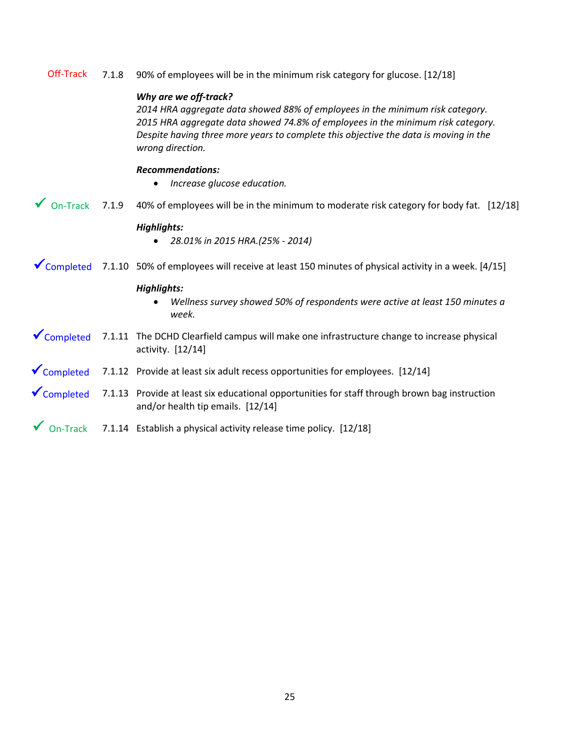Off-Track 7.1.8 90% of employees will be in the minimum risk category for glucose. [12/18]

***Why are we off-track?***
*2014 HRA aggregate data showed 88% of employees in the minimum risk category. 2015 HRA aggregate data showed 74.8% of employees in the minimum risk category. Despite having three more years to complete this objective the data is moving in the wrong direction.*

***Recommendations:***

- *Increase glucose education.*

✓ On-Track 7.1.9 40% of employees will be in the minimum to moderate risk category for body fat. [12/18]

***Highlights:***

- *28.01% in 2015 HRA.(25% - 2014)*

✓Completed 7.1.10 50% of employees will receive at least 150 minutes of physical activity in a week. [4/15]

***Highlights:***

- *Wellness survey showed 50% of respondents were active at least 150 minutes a week.*

✓Completed 7.1.11 The DCHD Clearfield campus will make one infrastructure change to increase physical activity. [12/14]

✓Completed 7.1.12 Provide at least six adult recess opportunities for employees. [12/14]

✓Completed 7.1.13 Provide at least six educational opportunities for staff through brown bag instruction and/or health tip emails. [12/14]

✓ On-Track 7.1.14 Establish a physical activity release time policy. [12/18]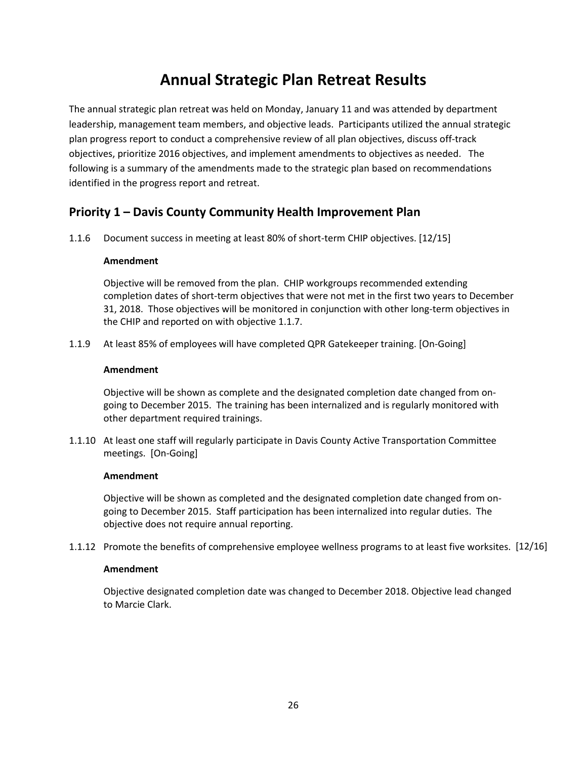# Annual Strategic Plan Retreat Results

The annual strategic plan retreat was held on Monday, January 11 and was attended by department leadership, management team members, and objective leads. Participants utilized the annual strategic plan progress report to conduct a comprehensive review of all plan objectives, discuss off-track objectives, prioritize 2016 objectives, and implement amendments to objectives as needed. The following is a summary of the amendments made to the strategic plan based on recommendations identified in the progress report and retreat.

## Priority 1 – Davis County Community Health Improvement Plan

1.1.6 Document success in meeting at least 80% of short-term CHIP objectives. [12/15]

**Amendment**

Objective will be removed from the plan. CHIP workgroups recommended extending completion dates of short-term objectives that were not met in the first two years to December 31, 2018. Those objectives will be monitored in conjunction with other long-term objectives in the CHIP and reported on with objective 1.1.7.

1.1.9 At least 85% of employees will have completed QPR Gatekeeper training. [On-Going]

**Amendment**

Objective will be shown as complete and the designated completion date changed from on-going to December 2015. The training has been internalized and is regularly monitored with other department required trainings.

1.1.10 At least one staff will regularly participate in Davis County Active Transportation Committee meetings. [On-Going]

**Amendment**

Objective will be shown as completed and the designated completion date changed from on-going to December 2015. Staff participation has been internalized into regular duties. The objective does not require annual reporting.

1.1.12 Promote the benefits of comprehensive employee wellness programs to at least five worksites. [12/16]

**Amendment**

Objective designated completion date was changed to December 2018. Objective lead changed to Marcie Clark.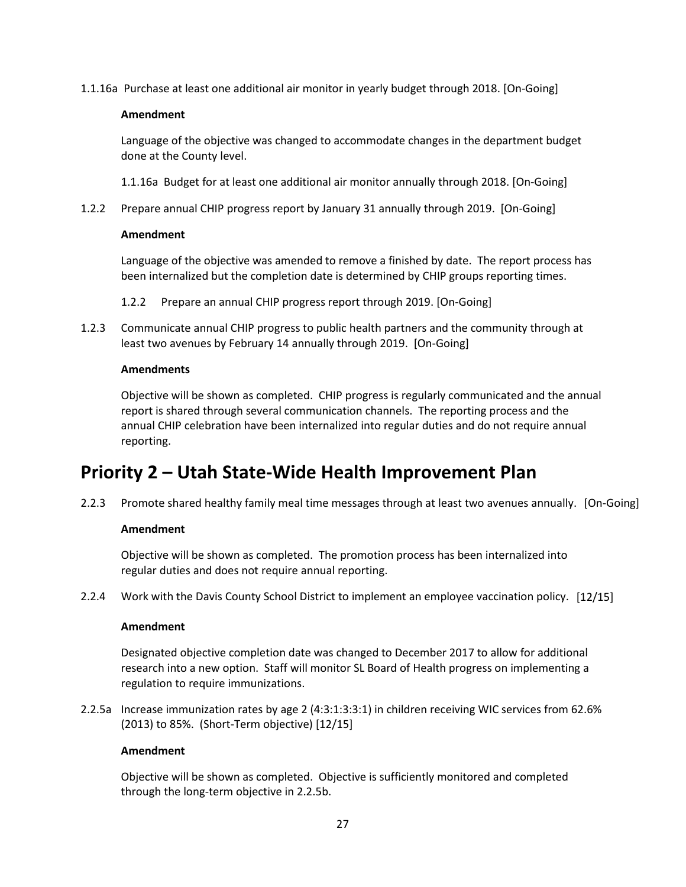1.1.16a Purchase at least one additional air monitor in yearly budget through 2018. [On-Going]

**Amendment**

Language of the objective was changed to accommodate changes in the department budget done at the County level.

1.1.16a Budget for at least one additional air monitor annually through 2018. [On-Going]

1.2.2 Prepare annual CHIP progress report by January 31 annually through 2019. [On-Going]

**Amendment**

Language of the objective was amended to remove a finished by date. The report process has been internalized but the completion date is determined by CHIP groups reporting times.

1.2.2 Prepare an annual CHIP progress report through 2019. [On-Going]

1.2.3 Communicate annual CHIP progress to public health partners and the community through at least two avenues by February 14 annually through 2019. [On-Going]

**Amendments**

Objective will be shown as completed. CHIP progress is regularly communicated and the annual report is shared through several communication channels. The reporting process and the annual CHIP celebration have been internalized into regular duties and do not require annual reporting.

# Priority 2 – Utah State-Wide Health Improvement Plan

2.2.3 Promote shared healthy family meal time messages through at least two avenues annually. [On-Going]

**Amendment**

Objective will be shown as completed. The promotion process has been internalized into regular duties and does not require annual reporting.

2.2.4 Work with the Davis County School District to implement an employee vaccination policy. [12/15]

**Amendment**

Designated objective completion date was changed to December 2017 to allow for additional research into a new option. Staff will monitor SL Board of Health progress on implementing a regulation to require immunizations.

2.2.5a Increase immunization rates by age 2 (4:3:1:3:3:1) in children receiving WIC services from 62.6% (2013) to 85%. (Short-Term objective) [12/15]

**Amendment**

Objective will be shown as completed. Objective is sufficiently monitored and completed through the long-term objective in 2.2.5b.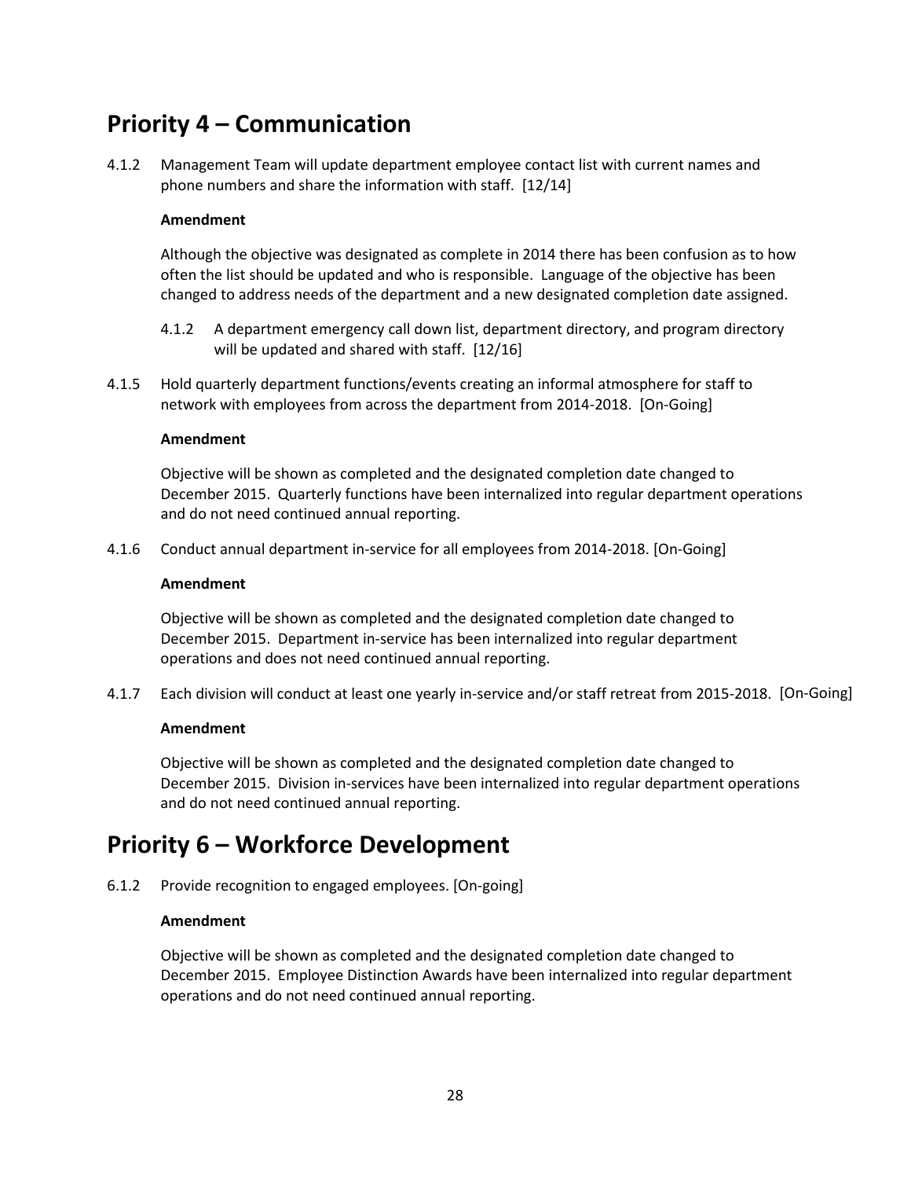## Priority 4 – Communication

4.1.2 Management Team will update department employee contact list with current names and phone numbers and share the information with staff. [12/14]

**Amendment**

Although the objective was designated as complete in 2014 there has been confusion as to how often the list should be updated and who is responsible. Language of the objective has been changed to address needs of the department and a new designated completion date assigned.

4.1.2 A department emergency call down list, department directory, and program directory will be updated and shared with staff. [12/16]

4.1.5 Hold quarterly department functions/events creating an informal atmosphere for staff to network with employees from across the department from 2014-2018. [On-Going]

**Amendment**

Objective will be shown as completed and the designated completion date changed to December 2015. Quarterly functions have been internalized into regular department operations and do not need continued annual reporting.

4.1.6 Conduct annual department in-service for all employees from 2014-2018. [On-Going]

**Amendment**

Objective will be shown as completed and the designated completion date changed to December 2015. Department in-service has been internalized into regular department operations and does not need continued annual reporting.

4.1.7 Each division will conduct at least one yearly in-service and/or staff retreat from 2015-2018. [On-Going]

**Amendment**

Objective will be shown as completed and the designated completion date changed to December 2015. Division in-services have been internalized into regular department operations and do not need continued annual reporting.

## Priority 6 – Workforce Development

6.1.2 Provide recognition to engaged employees. [On-going]

**Amendment**

Objective will be shown as completed and the designated completion date changed to December 2015. Employee Distinction Awards have been internalized into regular department operations and do not need continued annual reporting.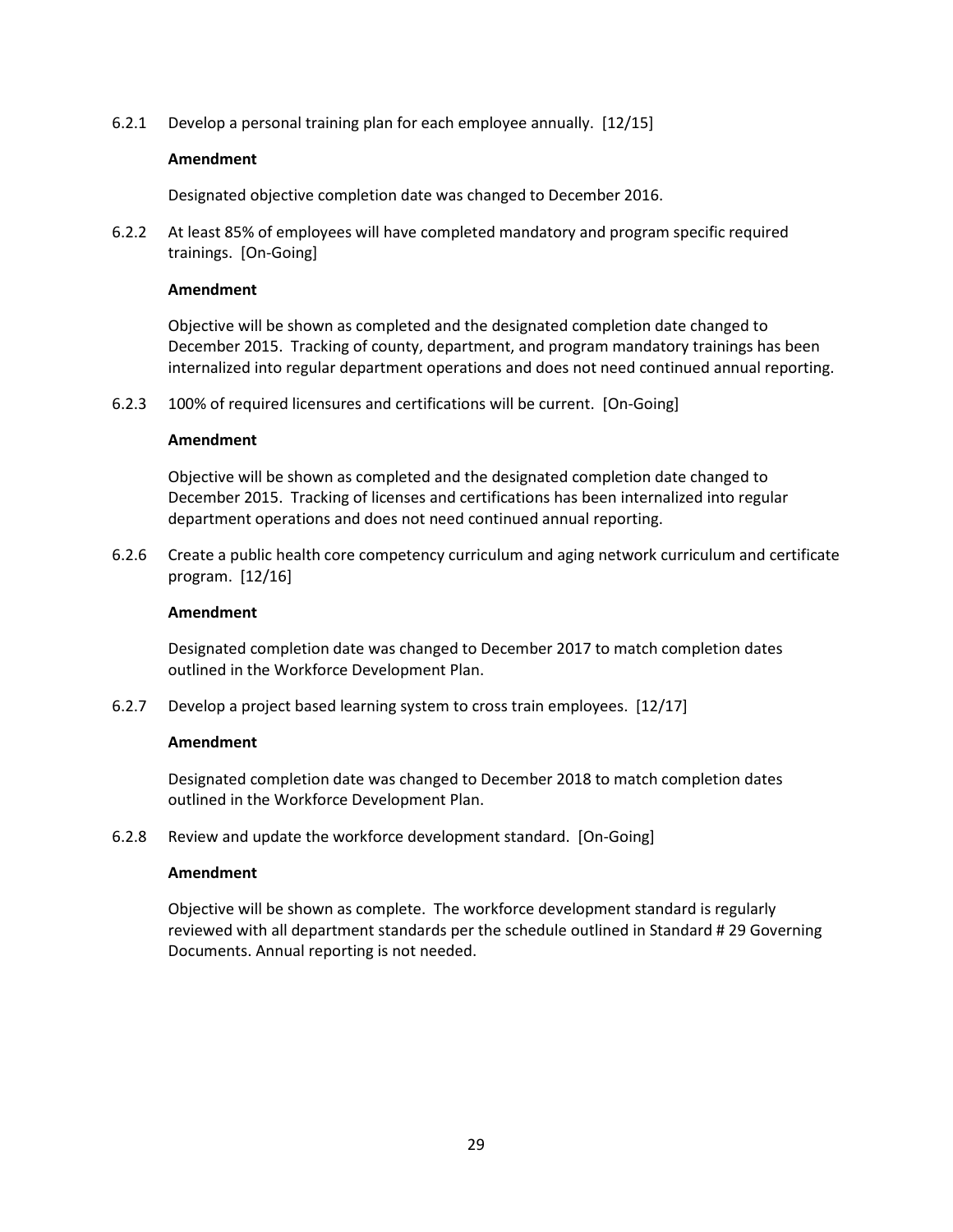6.2.1 Develop a personal training plan for each employee annually. [12/15]

**Amendment**

Designated objective completion date was changed to December 2016.

6.2.2 At least 85% of employees will have completed mandatory and program specific required trainings. [On-Going]

**Amendment**

Objective will be shown as completed and the designated completion date changed to December 2015. Tracking of county, department, and program mandatory trainings has been internalized into regular department operations and does not need continued annual reporting.

6.2.3 100% of required licensures and certifications will be current. [On-Going]

**Amendment**

Objective will be shown as completed and the designated completion date changed to December 2015. Tracking of licenses and certifications has been internalized into regular department operations and does not need continued annual reporting.

6.2.6 Create a public health core competency curriculum and aging network curriculum and certificate program. [12/16]

**Amendment**

Designated completion date was changed to December 2017 to match completion dates outlined in the Workforce Development Plan.

6.2.7 Develop a project based learning system to cross train employees. [12/17]

**Amendment**

Designated completion date was changed to December 2018 to match completion dates outlined in the Workforce Development Plan.

6.2.8 Review and update the workforce development standard. [On-Going]

**Amendment**

Objective will be shown as complete. The workforce development standard is regularly reviewed with all department standards per the schedule outlined in Standard # 29 Governing Documents. Annual reporting is not needed.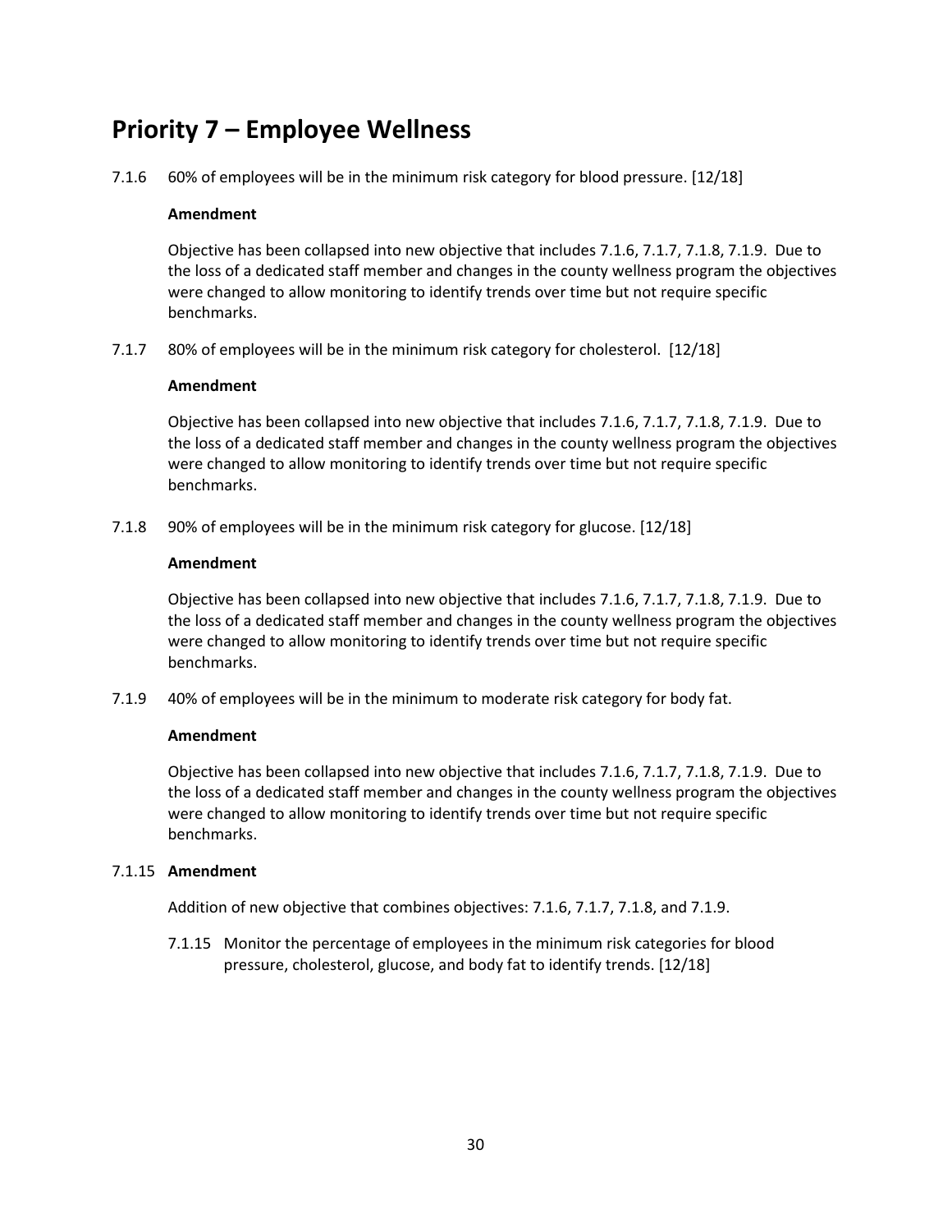# Priority 7 – Employee Wellness

7.1.6 60% of employees will be in the minimum risk category for blood pressure. [12/18]

**Amendment**

Objective has been collapsed into new objective that includes 7.1.6, 7.1.7, 7.1.8, 7.1.9. Due to the loss of a dedicated staff member and changes in the county wellness program the objectives were changed to allow monitoring to identify trends over time but not require specific benchmarks.

7.1.7 80% of employees will be in the minimum risk category for cholesterol. [12/18]

**Amendment**

Objective has been collapsed into new objective that includes 7.1.6, 7.1.7, 7.1.8, 7.1.9. Due to the loss of a dedicated staff member and changes in the county wellness program the objectives were changed to allow monitoring to identify trends over time but not require specific benchmarks.

7.1.8 90% of employees will be in the minimum risk category for glucose. [12/18]

**Amendment**

Objective has been collapsed into new objective that includes 7.1.6, 7.1.7, 7.1.8, 7.1.9. Due to the loss of a dedicated staff member and changes in the county wellness program the objectives were changed to allow monitoring to identify trends over time but not require specific benchmarks.

7.1.9 40% of employees will be in the minimum to moderate risk category for body fat.

**Amendment**

Objective has been collapsed into new objective that includes 7.1.6, 7.1.7, 7.1.8, 7.1.9. Due to the loss of a dedicated staff member and changes in the county wellness program the objectives were changed to allow monitoring to identify trends over time but not require specific benchmarks.

7.1.15 **Amendment**

Addition of new objective that combines objectives: 7.1.6, 7.1.7, 7.1.8, and 7.1.9.

7.1.15 Monitor the percentage of employees in the minimum risk categories for blood pressure, cholesterol, glucose, and body fat to identify trends. [12/18]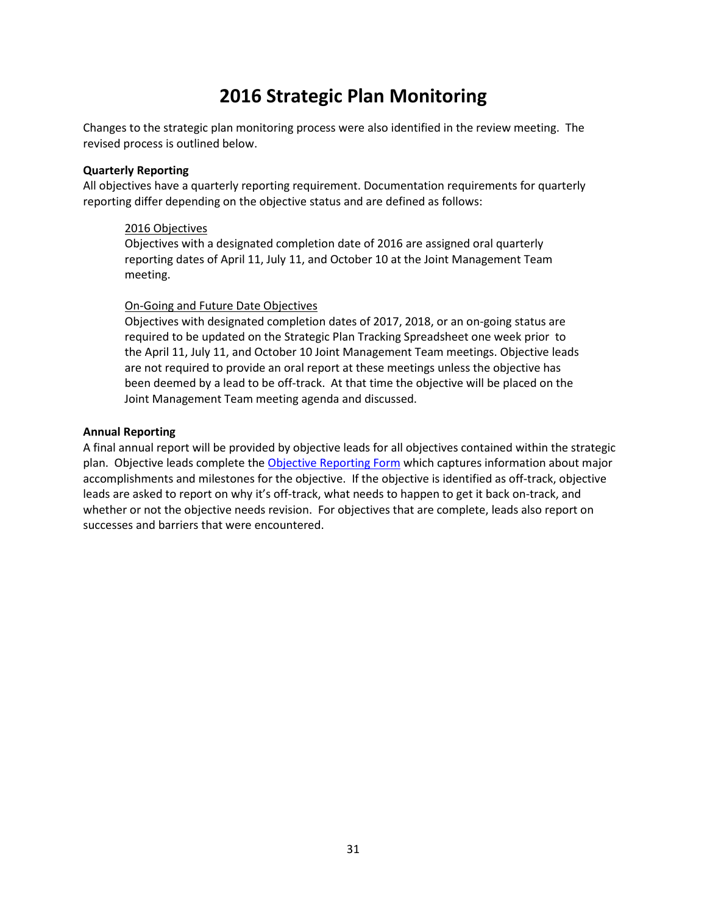# 2016 Strategic Plan Monitoring

Changes to the strategic plan monitoring process were also identified in the review meeting. The revised process is outlined below.

**Quarterly Reporting**

All objectives have a quarterly reporting requirement. Documentation requirements for quarterly reporting differ depending on the objective status and are defined as follows:

> <u>2016 Objectives</u>
>
> Objectives with a designated completion date of 2016 are assigned oral quarterly reporting dates of April 11, July 11, and October 10 at the Joint Management Team meeting.
>
> <u>On-Going and Future Date Objectives</u>
>
> Objectives with designated completion dates of 2017, 2018, or an on-going status are required to be updated on the Strategic Plan Tracking Spreadsheet one week prior to the April 11, July 11, and October 10 Joint Management Team meetings. Objective leads are not required to provide an oral report at these meetings unless the objective has been deemed by a lead to be off-track. At that time the objective will be placed on the Joint Management Team meeting agenda and discussed.

**Annual Reporting**

A final annual report will be provided by objective leads for all objectives contained within the strategic plan. Objective leads complete the Objective Reporting Form which captures information about major accomplishments and milestones for the objective. If the objective is identified as off-track, objective leads are asked to report on why it's off-track, what needs to happen to get it back on-track, and whether or not the objective needs revision. For objectives that are complete, leads also report on successes and barriers that were encountered.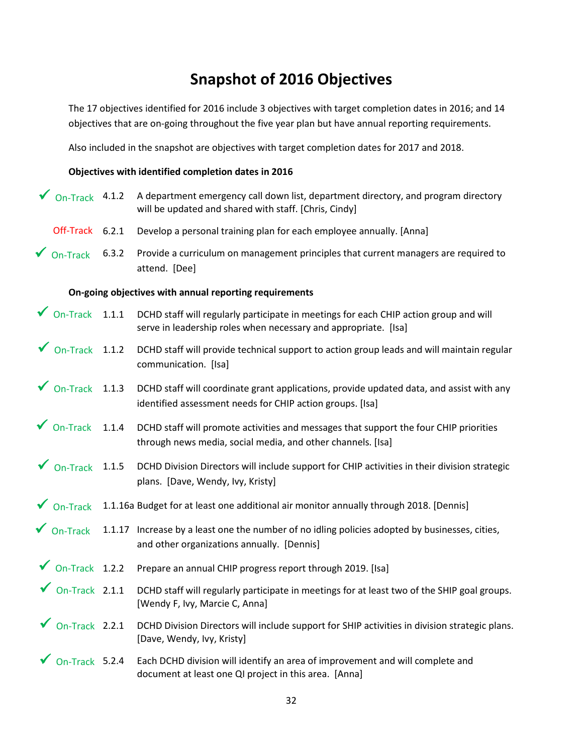# Snapshot of 2016 Objectives

The 17 objectives identified for 2016 include 3 objectives with target completion dates in 2016; and 14 objectives that are on-going throughout the five year plan but have annual reporting requirements.

Also included in the snapshot are objectives with target completion dates for 2017 and 2018.

**Objectives with identified completion dates in 2016**

| Status | Objective | Description |
|---|---|---|
| ✓ On-Track | 4.1.2 | A department emergency call down list, department directory, and program directory will be updated and shared with staff. [Chris, Cindy] |
| Off-Track | 6.2.1 | Develop a personal training plan for each employee annually. [Anna] |
| ✓ On-Track | 6.3.2 | Provide a curriculum on management principles that current managers are required to attend. [Dee] |

**On-going objectives with annual reporting requirements**

| Status | Objective | Description |
|---|---|---|
| ✓ On-Track | 1.1.1 | DCHD staff will regularly participate in meetings for each CHIP action group and will serve in leadership roles when necessary and appropriate. [Isa] |
| ✓ On-Track | 1.1.2 | DCHD staff will provide technical support to action group leads and will maintain regular communication. [Isa] |
| ✓ On-Track | 1.1.3 | DCHD staff will coordinate grant applications, provide updated data, and assist with any identified assessment needs for CHIP action groups. [Isa] |
| ✓ On-Track | 1.1.4 | DCHD staff will promote activities and messages that support the four CHIP priorities through news media, social media, and other channels. [Isa] |
| ✓ On-Track | 1.1.5 | DCHD Division Directors will include support for CHIP activities in their division strategic plans. [Dave, Wendy, Ivy, Kristy] |
| ✓ On-Track | 1.1.16a | Budget for at least one additional air monitor annually through 2018. [Dennis] |
| ✓ On-Track | 1.1.17 | Increase by a least one the number of no idling policies adopted by businesses, cities, and other organizations annually. [Dennis] |
| ✓ On-Track | 1.2.2 | Prepare an annual CHIP progress report through 2019. [Isa] |
| ✓ On-Track | 2.1.1 | DCHD staff will regularly participate in meetings for at least two of the SHIP goal groups. [Wendy F, Ivy, Marcie C, Anna] |
| ✓ On-Track | 2.2.1 | DCHD Division Directors will include support for SHIP activities in division strategic plans. [Dave, Wendy, Ivy, Kristy] |
| ✓ On-Track | 5.2.4 | Each DCHD division will identify an area of improvement and will complete and document at least one QI project in this area. [Anna] |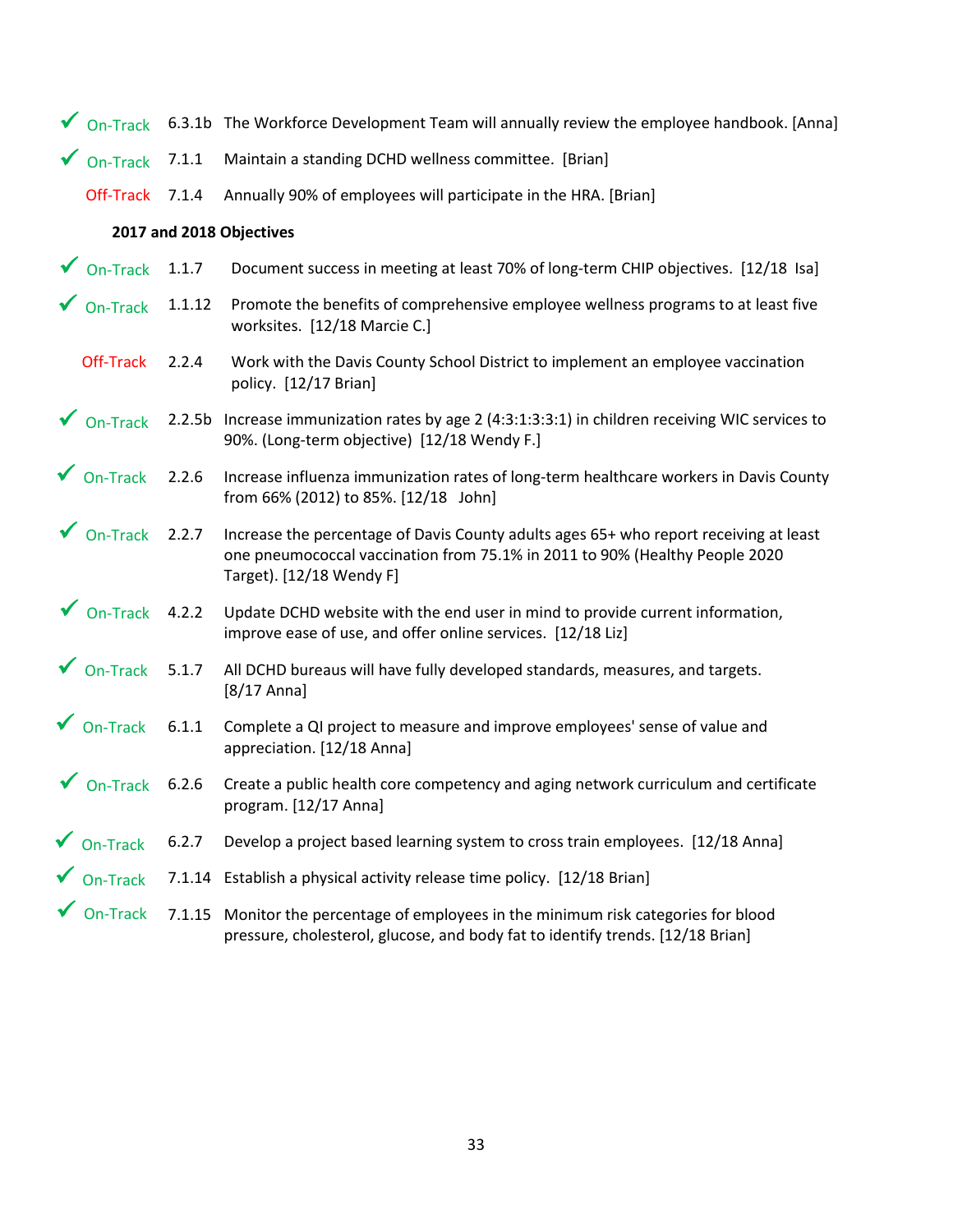✓ On-Track 6.3.1b The Workforce Development Team will annually review the employee handbook. [Anna]

✓ On-Track 7.1.1 Maintain a standing DCHD wellness committee. [Brian]

Off-Track 7.1.4 Annually 90% of employees will participate in the HRA. [Brian]

**2017 and 2018 Objectives**

✓ On-Track 1.1.7 Document success in meeting at least 70% of long-term CHIP objectives. [12/18 Isa]

✓ On-Track 1.1.12 Promote the benefits of comprehensive employee wellness programs to at least five worksites. [12/18 Marcie C.]

Off-Track 2.2.4 Work with the Davis County School District to implement an employee vaccination policy. [12/17 Brian]

✓ On-Track 2.2.5b Increase immunization rates by age 2 (4:3:1:3:3:1) in children receiving WIC services to 90%. (Long-term objective) [12/18 Wendy F.]

✓ On-Track 2.2.6 Increase influenza immunization rates of long-term healthcare workers in Davis County from 66% (2012) to 85%. [12/18 John]

✓ On-Track 2.2.7 Increase the percentage of Davis County adults ages 65+ who report receiving at least one pneumococcal vaccination from 75.1% in 2011 to 90% (Healthy People 2020 Target). [12/18 Wendy F]

✓ On-Track 4.2.2 Update DCHD website with the end user in mind to provide current information, improve ease of use, and offer online services. [12/18 Liz]

✓ On-Track 5.1.7 All DCHD bureaus will have fully developed standards, measures, and targets. [8/17 Anna]

✓ On-Track 6.1.1 Complete a QI project to measure and improve employees' sense of value and appreciation. [12/18 Anna]

✓ On-Track 6.2.6 Create a public health core competency and aging network curriculum and certificate program. [12/17 Anna]

✓ On-Track 6.2.7 Develop a project based learning system to cross train employees. [12/18 Anna]

✓ On-Track 7.1.14 Establish a physical activity release time policy. [12/18 Brian]

✓ On-Track 7.1.15 Monitor the percentage of employees in the minimum risk categories for blood pressure, cholesterol, glucose, and body fat to identify trends. [12/18 Brian]